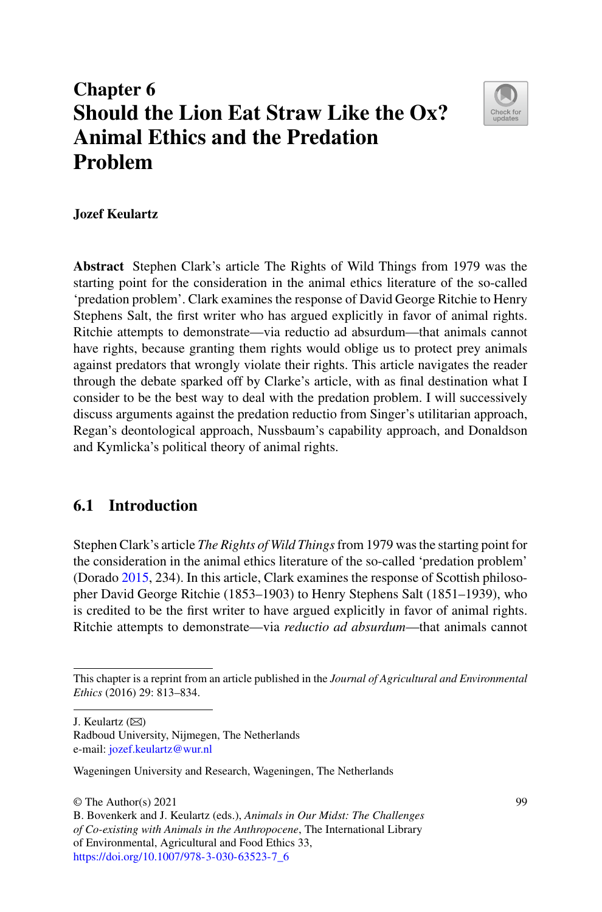# Chapter 6
# Should the Lion Eat Straw Like the Ox? Animal Ethics and the Predation Problem

**Jozef Keulartz**

**Abstract** Stephen Clark's article The Rights of Wild Things from 1979 was the starting point for the consideration in the animal ethics literature of the so-called 'predation problem'. Clark examines the response of David George Ritchie to Henry Stephens Salt, the first writer who has argued explicitly in favor of animal rights. Ritchie attempts to demonstrate—via reductio ad absurdum—that animals cannot have rights, because granting them rights would oblige us to protect prey animals against predators that wrongly violate their rights. This article navigates the reader through the debate sparked off by Clarke's article, with as final destination what I consider to be the best way to deal with the predation problem. I will successively discuss arguments against the predation reductio from Singer's utilitarian approach, Regan's deontological approach, Nussbaum's capability approach, and Donaldson and Kymlicka's political theory of animal rights.

## 6.1 Introduction

Stephen Clark's article *The Rights of Wild Things* from 1979 was the starting point for the consideration in the animal ethics literature of the so-called 'predation problem' (Dorado 2015, 234). In this article, Clark examines the response of Scottish philosopher David George Ritchie (1853–1903) to Henry Stephens Salt (1851–1939), who is credited to be the first writer to have argued explicitly in favor of animal rights. Ritchie attempts to demonstrate—via *reductio ad absurdum*—that animals cannot

---

This chapter is a reprint from an article published in the *Journal of Agricultural and Environmental Ethics* (2016) 29: 813–834.

J. Keulartz (✉)
Radboud University, Nijmegen, The Netherlands
e-mail: jozef.keulartz@wur.nl

Wageningen University and Research, Wageningen, The Netherlands

© The Author(s) 2021
B. Bovenkerk and J. Keulartz (eds.), *Animals in Our Midst: The Challenges of Co-existing with Animals in the Anthropocene*, The International Library of Environmental, Agricultural and Food Ethics 33,
https://doi.org/10.1007/978-3-030-63523-7_6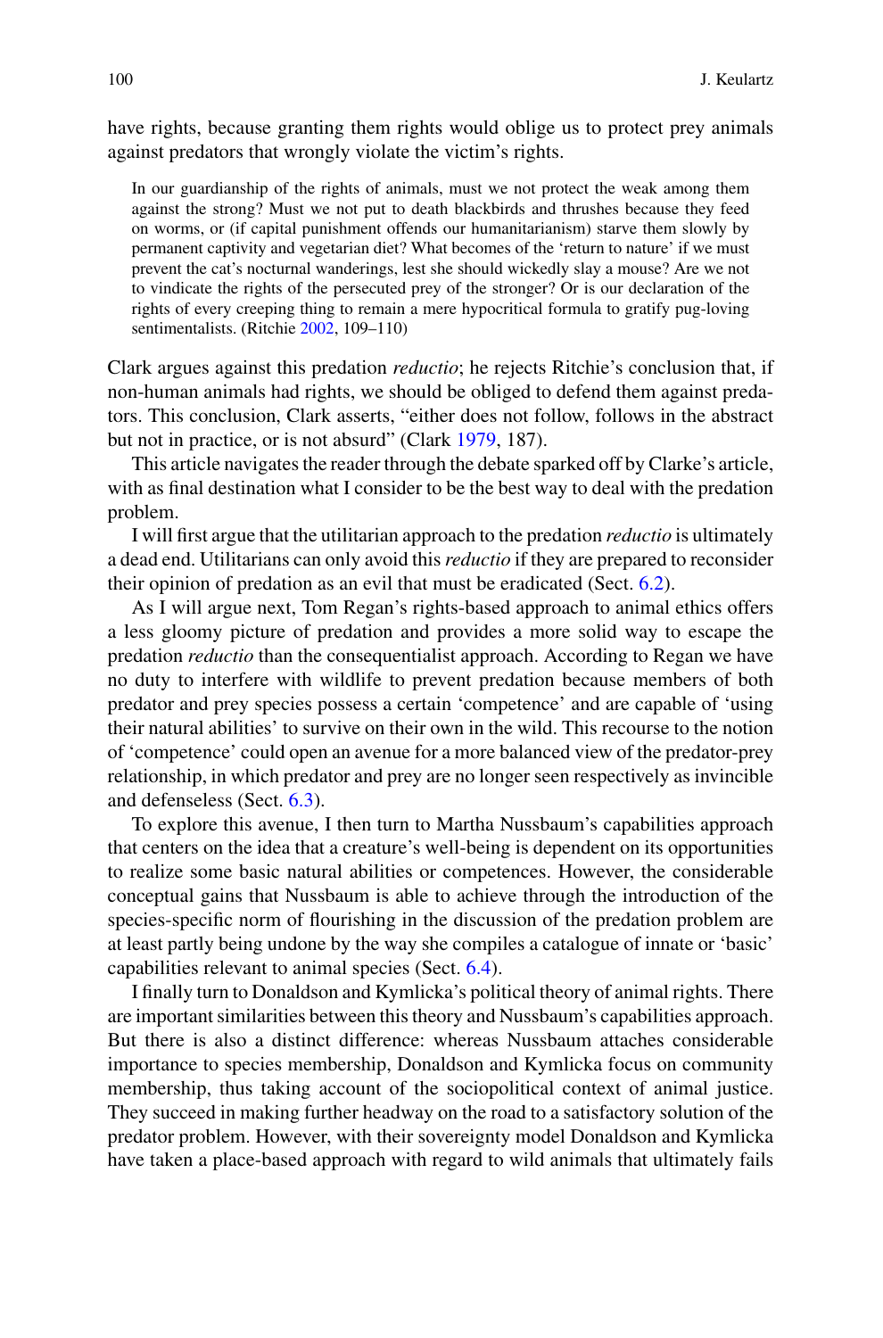have rights, because granting them rights would oblige us to protect prey animals against predators that wrongly violate the victim's rights.

> In our guardianship of the rights of animals, must we not protect the weak among them against the strong? Must we not put to death blackbirds and thrushes because they feed on worms, or (if capital punishment offends our humanitarianism) starve them slowly by permanent captivity and vegetarian diet? What becomes of the 'return to nature' if we must prevent the cat's nocturnal wanderings, lest she should wickedly slay a mouse? Are we not to vindicate the rights of the persecuted prey of the stronger? Or is our declaration of the rights of every creeping thing to remain a mere hypocritical formula to gratify pug-loving sentimentalists. (Ritchie 2002, 109–110)

Clark argues against this predation *reductio*; he rejects Ritchie's conclusion that, if non-human animals had rights, we should be obliged to defend them against predators. This conclusion, Clark asserts, "either does not follow, follows in the abstract but not in practice, or is not absurd" (Clark 1979, 187).

This article navigates the reader through the debate sparked off by Clarke's article, with as final destination what I consider to be the best way to deal with the predation problem.

I will first argue that the utilitarian approach to the predation *reductio* is ultimately a dead end. Utilitarians can only avoid this *reductio* if they are prepared to reconsider their opinion of predation as an evil that must be eradicated (Sect. 6.2).

As I will argue next, Tom Regan's rights-based approach to animal ethics offers a less gloomy picture of predation and provides a more solid way to escape the predation *reductio* than the consequentialist approach. According to Regan we have no duty to interfere with wildlife to prevent predation because members of both predator and prey species possess a certain 'competence' and are capable of 'using their natural abilities' to survive on their own in the wild. This recourse to the notion of 'competence' could open an avenue for a more balanced view of the predator-prey relationship, in which predator and prey are no longer seen respectively as invincible and defenseless (Sect. 6.3).

To explore this avenue, I then turn to Martha Nussbaum's capabilities approach that centers on the idea that a creature's well-being is dependent on its opportunities to realize some basic natural abilities or competences. However, the considerable conceptual gains that Nussbaum is able to achieve through the introduction of the species-specific norm of flourishing in the discussion of the predation problem are at least partly being undone by the way she compiles a catalogue of innate or 'basic' capabilities relevant to animal species (Sect. 6.4).

I finally turn to Donaldson and Kymlicka's political theory of animal rights. There are important similarities between this theory and Nussbaum's capabilities approach. But there is also a distinct difference: whereas Nussbaum attaches considerable importance to species membership, Donaldson and Kymlicka focus on community membership, thus taking account of the sociopolitical context of animal justice. They succeed in making further headway on the road to a satisfactory solution of the predator problem. However, with their sovereignty model Donaldson and Kymlicka have taken a place-based approach with regard to wild animals that ultimately fails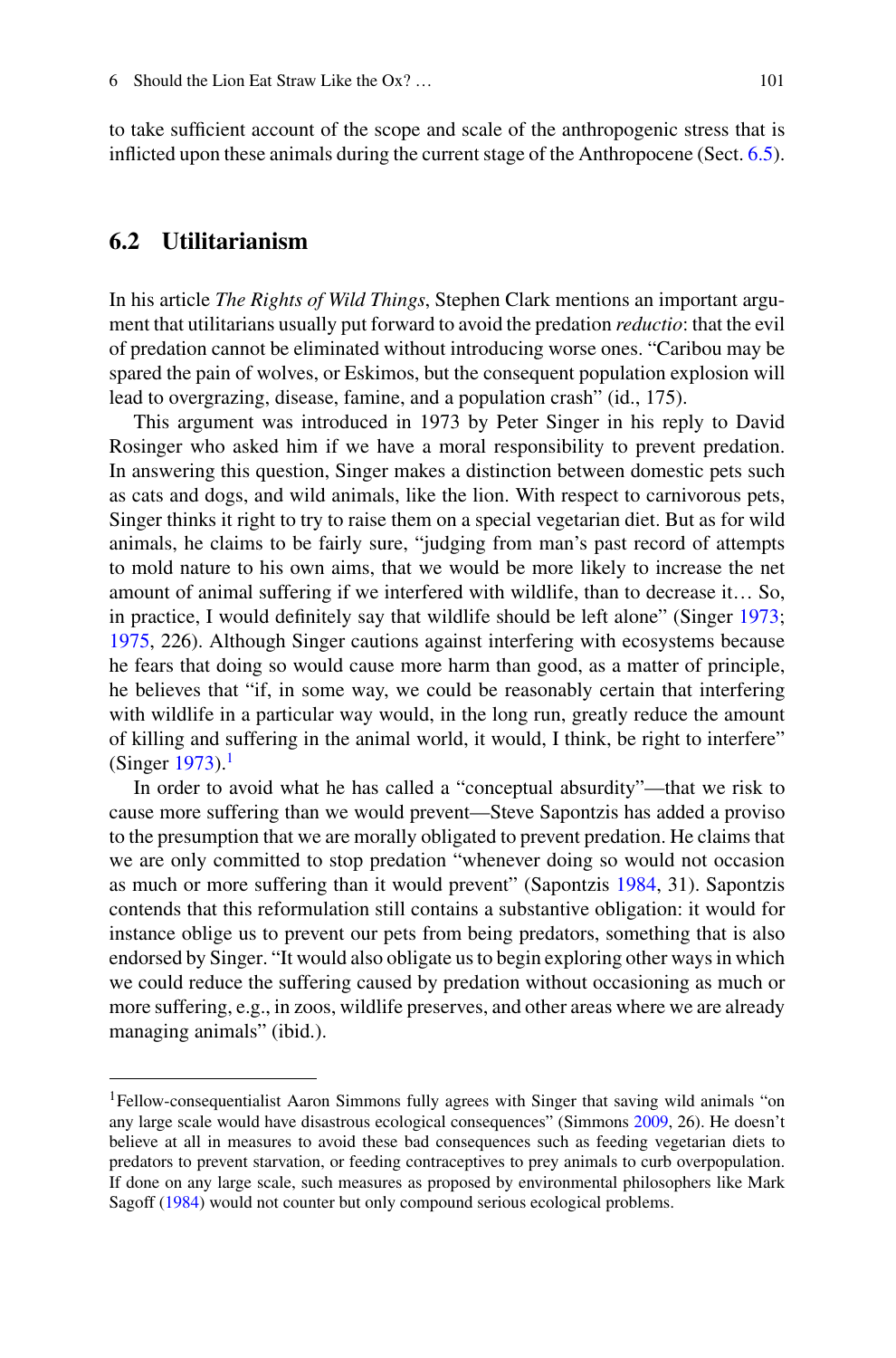to take sufficient account of the scope and scale of the anthropogenic stress that is inflicted upon these animals during the current stage of the Anthropocene (Sect. 6.5).

## 6.2 Utilitarianism

In his article *The Rights of Wild Things*, Stephen Clark mentions an important argument that utilitarians usually put forward to avoid the predation *reductio*: that the evil of predation cannot be eliminated without introducing worse ones. "Caribou may be spared the pain of wolves, or Eskimos, but the consequent population explosion will lead to overgrazing, disease, famine, and a population crash" (id., 175).

This argument was introduced in 1973 by Peter Singer in his reply to David Rosinger who asked him if we have a moral responsibility to prevent predation. In answering this question, Singer makes a distinction between domestic pets such as cats and dogs, and wild animals, like the lion. With respect to carnivorous pets, Singer thinks it right to try to raise them on a special vegetarian diet. But as for wild animals, he claims to be fairly sure, "judging from man's past record of attempts to mold nature to his own aims, that we would be more likely to increase the net amount of animal suffering if we interfered with wildlife, than to decrease it… So, in practice, I would definitely say that wildlife should be left alone" (Singer 1973; 1975, 226). Although Singer cautions against interfering with ecosystems because he fears that doing so would cause more harm than good, as a matter of principle, he believes that "if, in some way, we could be reasonably certain that interfering with wildlife in a particular way would, in the long run, greatly reduce the amount of killing and suffering in the animal world, it would, I think, be right to interfere" (Singer 1973).[1]

In order to avoid what he has called a "conceptual absurdity"—that we risk to cause more suffering than we would prevent—Steve Sapontzis has added a proviso to the presumption that we are morally obligated to prevent predation. He claims that we are only committed to stop predation "whenever doing so would not occasion as much or more suffering than it would prevent" (Sapontzis 1984, 31). Sapontzis contends that this reformulation still contains a substantive obligation: it would for instance oblige us to prevent our pets from being predators, something that is also endorsed by Singer. "It would also obligate us to begin exploring other ways in which we could reduce the suffering caused by predation without occasioning as much or more suffering, e.g., in zoos, wildlife preserves, and other areas where we are already managing animals" (ibid.).

---

[1] Fellow-consequentialist Aaron Simmons fully agrees with Singer that saving wild animals "on any large scale would have disastrous ecological consequences" (Simmons 2009, 26). He doesn't believe at all in measures to avoid these bad consequences such as feeding vegetarian diets to predators to prevent starvation, or feeding contraceptives to prey animals to curb overpopulation. If done on any large scale, such measures as proposed by environmental philosophers like Mark Sagoff (1984) would not counter but only compound serious ecological problems.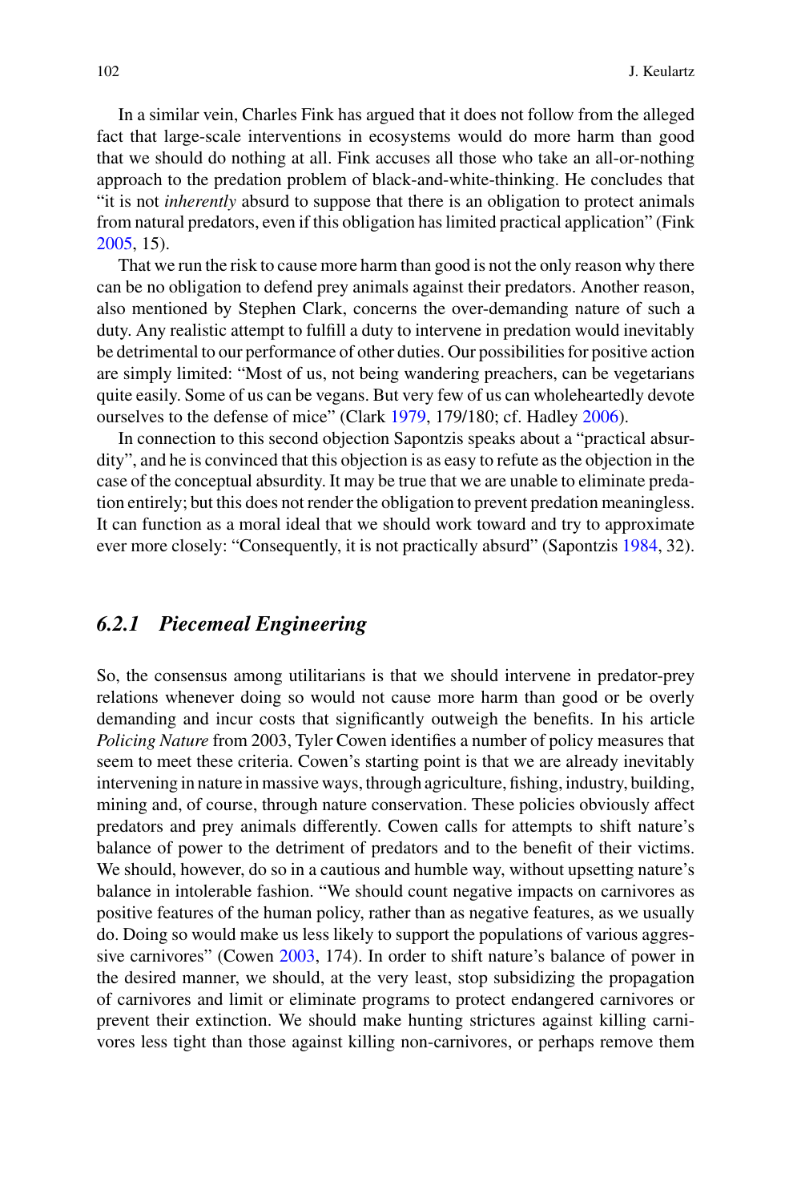In a similar vein, Charles Fink has argued that it does not follow from the alleged fact that large-scale interventions in ecosystems would do more harm than good that we should do nothing at all. Fink accuses all those who take an all-or-nothing approach to the predation problem of black-and-white-thinking. He concludes that "it is not *inherently* absurd to suppose that there is an obligation to protect animals from natural predators, even if this obligation has limited practical application" (Fink 2005, 15).

That we run the risk to cause more harm than good is not the only reason why there can be no obligation to defend prey animals against their predators. Another reason, also mentioned by Stephen Clark, concerns the over-demanding nature of such a duty. Any realistic attempt to fulfill a duty to intervene in predation would inevitably be detrimental to our performance of other duties. Our possibilities for positive action are simply limited: "Most of us, not being wandering preachers, can be vegetarians quite easily. Some of us can be vegans. But very few of us can wholeheartedly devote ourselves to the defense of mice" (Clark 1979, 179/180; cf. Hadley 2006).

In connection to this second objection Sapontzis speaks about a "practical absurdity", and he is convinced that this objection is as easy to refute as the objection in the case of the conceptual absurdity. It may be true that we are unable to eliminate predation entirely; but this does not render the obligation to prevent predation meaningless. It can function as a moral ideal that we should work toward and try to approximate ever more closely: "Consequently, it is not practically absurd" (Sapontzis 1984, 32).

### *6.2.1 Piecemeal Engineering*

So, the consensus among utilitarians is that we should intervene in predator-prey relations whenever doing so would not cause more harm than good or be overly demanding and incur costs that significantly outweigh the benefits. In his article *Policing Nature* from 2003, Tyler Cowen identifies a number of policy measures that seem to meet these criteria. Cowen's starting point is that we are already inevitably intervening in nature in massive ways, through agriculture, fishing, industry, building, mining and, of course, through nature conservation. These policies obviously affect predators and prey animals differently. Cowen calls for attempts to shift nature's balance of power to the detriment of predators and to the benefit of their victims. We should, however, do so in a cautious and humble way, without upsetting nature's balance in intolerable fashion. "We should count negative impacts on carnivores as positive features of the human policy, rather than as negative features, as we usually do. Doing so would make us less likely to support the populations of various aggressive carnivores" (Cowen 2003, 174). In order to shift nature's balance of power in the desired manner, we should, at the very least, stop subsidizing the propagation of carnivores and limit or eliminate programs to protect endangered carnivores or prevent their extinction. We should make hunting strictures against killing carnivores less tight than those against killing non-carnivores, or perhaps remove them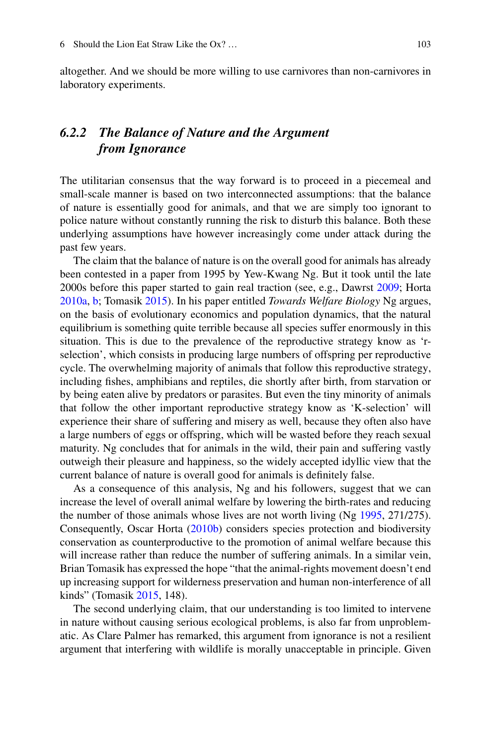altogether. And we should be more willing to use carnivores than non-carnivores in laboratory experiments.

### *6.2.2 The Balance of Nature and the Argument from Ignorance*

The utilitarian consensus that the way forward is to proceed in a piecemeal and small-scale manner is based on two interconnected assumptions: that the balance of nature is essentially good for animals, and that we are simply too ignorant to police nature without constantly running the risk to disturb this balance. Both these underlying assumptions have however increasingly come under attack during the past few years.

The claim that the balance of nature is on the overall good for animals has already been contested in a paper from 1995 by Yew-Kwang Ng. But it took until the late 2000s before this paper started to gain real traction (see, e.g., Dawrst 2009; Horta 2010a, b; Tomasik 2015). In his paper entitled *Towards Welfare Biology* Ng argues, on the basis of evolutionary economics and population dynamics, that the natural equilibrium is something quite terrible because all species suffer enormously in this situation. This is due to the prevalence of the reproductive strategy know as 'r-selection', which consists in producing large numbers of offspring per reproductive cycle. The overwhelming majority of animals that follow this reproductive strategy, including fishes, amphibians and reptiles, die shortly after birth, from starvation or by being eaten alive by predators or parasites. But even the tiny minority of animals that follow the other important reproductive strategy know as 'K-selection' will experience their share of suffering and misery as well, because they often also have a large numbers of eggs or offspring, which will be wasted before they reach sexual maturity. Ng concludes that for animals in the wild, their pain and suffering vastly outweigh their pleasure and happiness, so the widely accepted idyllic view that the current balance of nature is overall good for animals is definitely false.

As a consequence of this analysis, Ng and his followers, suggest that we can increase the level of overall animal welfare by lowering the birth-rates and reducing the number of those animals whose lives are not worth living (Ng 1995, 271/275). Consequently, Oscar Horta (2010b) considers species protection and biodiversity conservation as counterproductive to the promotion of animal welfare because this will increase rather than reduce the number of suffering animals. In a similar vein, Brian Tomasik has expressed the hope "that the animal-rights movement doesn't end up increasing support for wilderness preservation and human non-interference of all kinds" (Tomasik 2015, 148).

The second underlying claim, that our understanding is too limited to intervene in nature without causing serious ecological problems, is also far from unproblematic. As Clare Palmer has remarked, this argument from ignorance is not a resilient argument that interfering with wildlife is morally unacceptable in principle. Given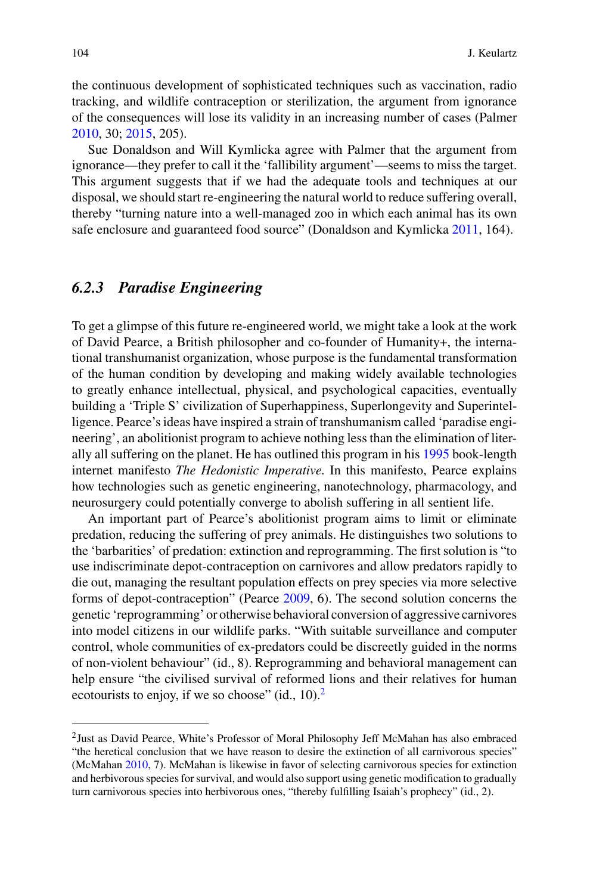the continuous development of sophisticated techniques such as vaccination, radio tracking, and wildlife contraception or sterilization, the argument from ignorance of the consequences will lose its validity in an increasing number of cases (Palmer 2010, 30; 2015, 205).

Sue Donaldson and Will Kymlicka agree with Palmer that the argument from ignorance—they prefer to call it the 'fallibility argument'—seems to miss the target. This argument suggests that if we had the adequate tools and techniques at our disposal, we should start re-engineering the natural world to reduce suffering overall, thereby "turning nature into a well-managed zoo in which each animal has its own safe enclosure and guaranteed food source" (Donaldson and Kymlicka 2011, 164).

### *6.2.3 Paradise Engineering*

To get a glimpse of this future re-engineered world, we might take a look at the work of David Pearce, a British philosopher and co-founder of Humanity+, the international transhumanist organization, whose purpose is the fundamental transformation of the human condition by developing and making widely available technologies to greatly enhance intellectual, physical, and psychological capacities, eventually building a 'Triple S' civilization of Superhappiness, Superlongevity and Superintelligence. Pearce's ideas have inspired a strain of transhumanism called 'paradise engineering', an abolitionist program to achieve nothing less than the elimination of literally all suffering on the planet. He has outlined this program in his 1995 book-length internet manifesto *The Hedonistic Imperative*. In this manifesto, Pearce explains how technologies such as genetic engineering, nanotechnology, pharmacology, and neurosurgery could potentially converge to abolish suffering in all sentient life.

An important part of Pearce's abolitionist program aims to limit or eliminate predation, reducing the suffering of prey animals. He distinguishes two solutions to the 'barbarities' of predation: extinction and reprogramming. The first solution is "to use indiscriminate depot-contraception on carnivores and allow predators rapidly to die out, managing the resultant population effects on prey species via more selective forms of depot-contraception" (Pearce 2009, 6). The second solution concerns the genetic 'reprogramming' or otherwise behavioral conversion of aggressive carnivores into model citizens in our wildlife parks. "With suitable surveillance and computer control, whole communities of ex-predators could be discreetly guided in the norms of non-violent behaviour" (id., 8). Reprogramming and behavioral management can help ensure "the civilised survival of reformed lions and their relatives for human ecotourists to enjoy, if we so choose" (id., 10).[2]

---

[2]Just as David Pearce, White's Professor of Moral Philosophy Jeff McMahan has also embraced "the heretical conclusion that we have reason to desire the extinction of all carnivorous species" (McMahan 2010, 7). McMahan is likewise in favor of selecting carnivorous species for extinction and herbivorous species for survival, and would also support using genetic modification to gradually turn carnivorous species into herbivorous ones, "thereby fulfilling Isaiah's prophecy" (id., 2).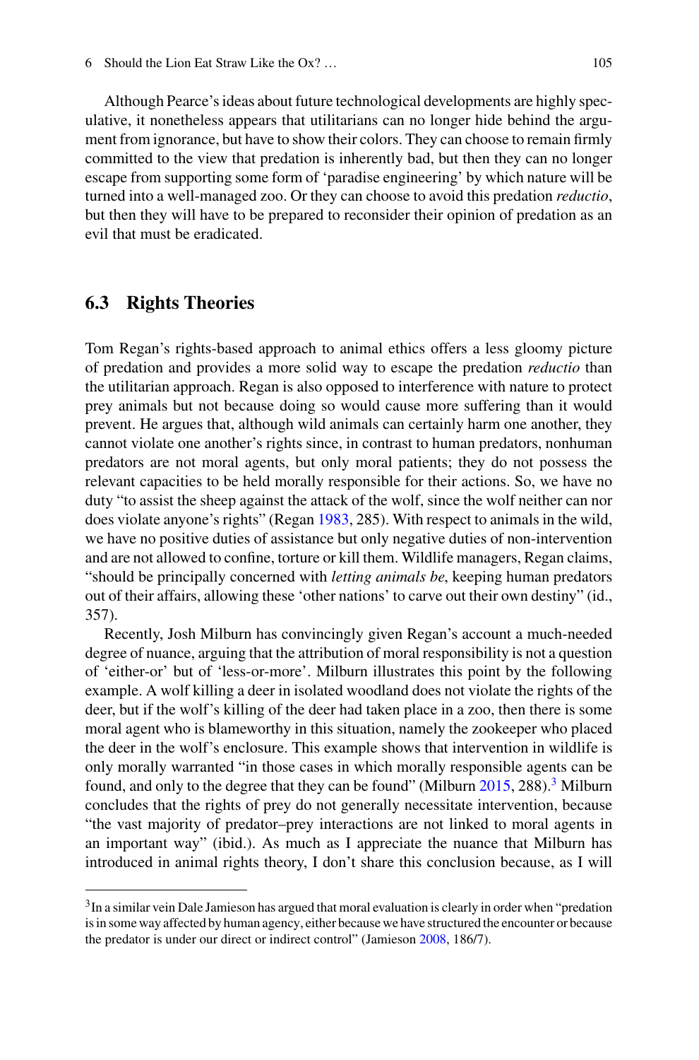Although Pearce's ideas about future technological developments are highly speculative, it nonetheless appears that utilitarians can no longer hide behind the argument from ignorance, but have to show their colors. They can choose to remain firmly committed to the view that predation is inherently bad, but then they can no longer escape from supporting some form of 'paradise engineering' by which nature will be turned into a well-managed zoo. Or they can choose to avoid this predation *reductio*, but then they will have to be prepared to reconsider their opinion of predation as an evil that must be eradicated.

## 6.3 Rights Theories

Tom Regan's rights-based approach to animal ethics offers a less gloomy picture of predation and provides a more solid way to escape the predation *reductio* than the utilitarian approach. Regan is also opposed to interference with nature to protect prey animals but not because doing so would cause more suffering than it would prevent. He argues that, although wild animals can certainly harm one another, they cannot violate one another's rights since, in contrast to human predators, nonhuman predators are not moral agents, but only moral patients; they do not possess the relevant capacities to be held morally responsible for their actions. So, we have no duty "to assist the sheep against the attack of the wolf, since the wolf neither can nor does violate anyone's rights" (Regan 1983, 285). With respect to animals in the wild, we have no positive duties of assistance but only negative duties of non-intervention and are not allowed to confine, torture or kill them. Wildlife managers, Regan claims, "should be principally concerned with *letting animals be*, keeping human predators out of their affairs, allowing these 'other nations' to carve out their own destiny" (id., 357).

Recently, Josh Milburn has convincingly given Regan's account a much-needed degree of nuance, arguing that the attribution of moral responsibility is not a question of 'either-or' but of 'less-or-more'. Milburn illustrates this point by the following example. A wolf killing a deer in isolated woodland does not violate the rights of the deer, but if the wolf's killing of the deer had taken place in a zoo, then there is some moral agent who is blameworthy in this situation, namely the zookeeper who placed the deer in the wolf's enclosure. This example shows that intervention in wildlife is only morally warranted "in those cases in which morally responsible agents can be found, and only to the degree that they can be found" (Milburn 2015, 288).[3] Milburn concludes that the rights of prey do not generally necessitate intervention, because "the vast majority of predator–prey interactions are not linked to moral agents in an important way" (ibid.). As much as I appreciate the nuance that Milburn has introduced in animal rights theory, I don't share this conclusion because, as I will

---

[3] In a similar vein Dale Jamieson has argued that moral evaluation is clearly in order when "predation is in some way affected by human agency, either because we have structured the encounter or because the predator is under our direct or indirect control" (Jamieson 2008, 186/7).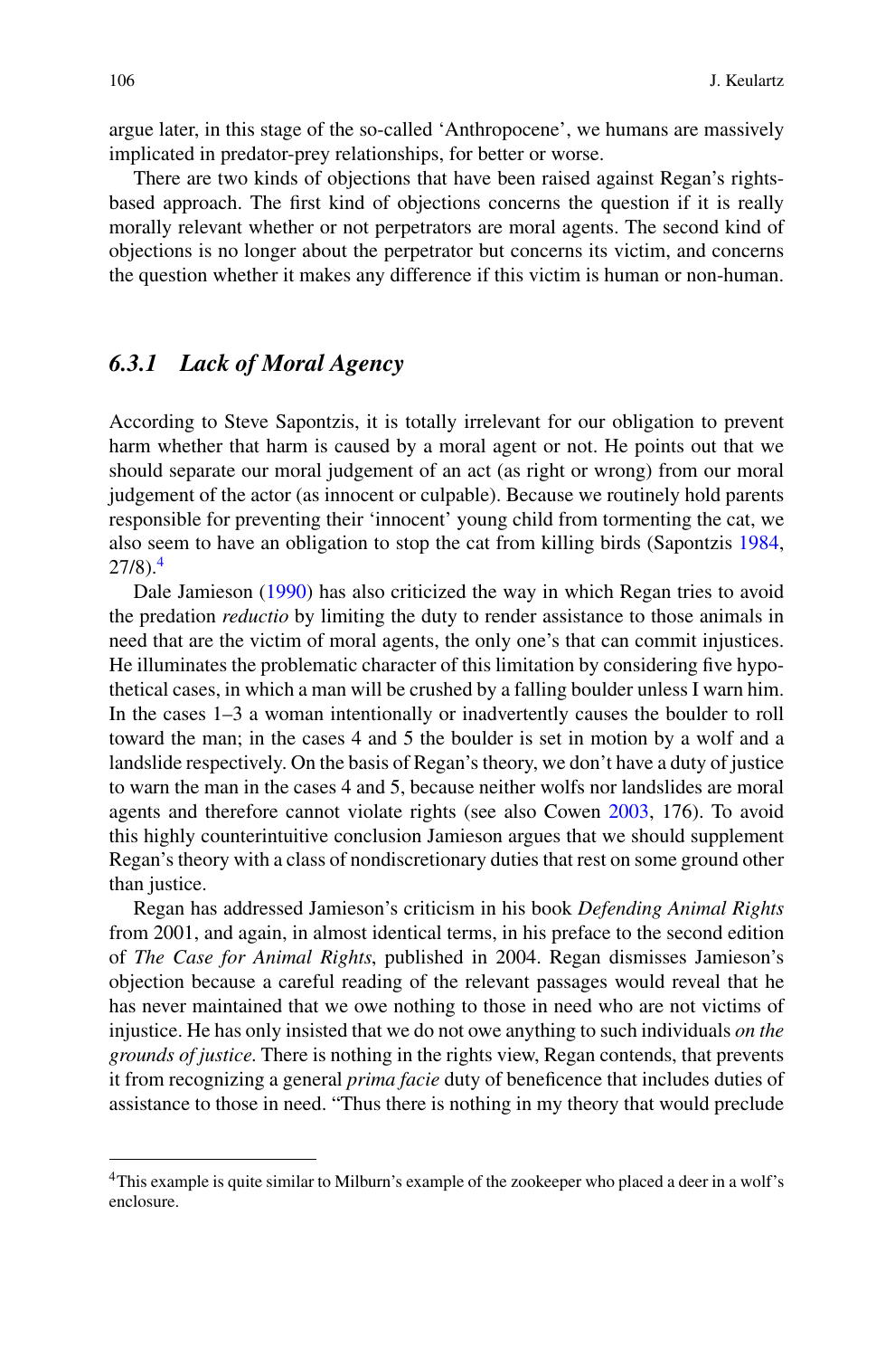argue later, in this stage of the so-called 'Anthropocene', we humans are massively implicated in predator-prey relationships, for better or worse.

There are two kinds of objections that have been raised against Regan's rights-based approach. The first kind of objections concerns the question if it is really morally relevant whether or not perpetrators are moral agents. The second kind of objections is no longer about the perpetrator but concerns its victim, and concerns the question whether it makes any difference if this victim is human or non-human.

### *6.3.1 Lack of Moral Agency*

According to Steve Sapontzis, it is totally irrelevant for our obligation to prevent harm whether that harm is caused by a moral agent or not. He points out that we should separate our moral judgement of an act (as right or wrong) from our moral judgement of the actor (as innocent or culpable). Because we routinely hold parents responsible for preventing their 'innocent' young child from tormenting the cat, we also seem to have an obligation to stop the cat from killing birds (Sapontzis 1984, 27/8).[4]

Dale Jamieson (1990) has also criticized the way in which Regan tries to avoid the predation *reductio* by limiting the duty to render assistance to those animals in need that are the victim of moral agents, the only one's that can commit injustices. He illuminates the problematic character of this limitation by considering five hypothetical cases, in which a man will be crushed by a falling boulder unless I warn him. In the cases 1–3 a woman intentionally or inadvertently causes the boulder to roll toward the man; in the cases 4 and 5 the boulder is set in motion by a wolf and a landslide respectively. On the basis of Regan's theory, we don't have a duty of justice to warn the man in the cases 4 and 5, because neither wolfs nor landslides are moral agents and therefore cannot violate rights (see also Cowen 2003, 176). To avoid this highly counterintuitive conclusion Jamieson argues that we should supplement Regan's theory with a class of nondiscretionary duties that rest on some ground other than justice.

Regan has addressed Jamieson's criticism in his book *Defending Animal Rights* from 2001, and again, in almost identical terms, in his preface to the second edition of *The Case for Animal Rights*, published in 2004. Regan dismisses Jamieson's objection because a careful reading of the relevant passages would reveal that he has never maintained that we owe nothing to those in need who are not victims of injustice. He has only insisted that we do not owe anything to such individuals *on the grounds of justice*. There is nothing in the rights view, Regan contends, that prevents it from recognizing a general *prima facie* duty of beneficence that includes duties of assistance to those in need. "Thus there is nothing in my theory that would preclude

[4] This example is quite similar to Milburn's example of the zookeeper who placed a deer in a wolf's enclosure.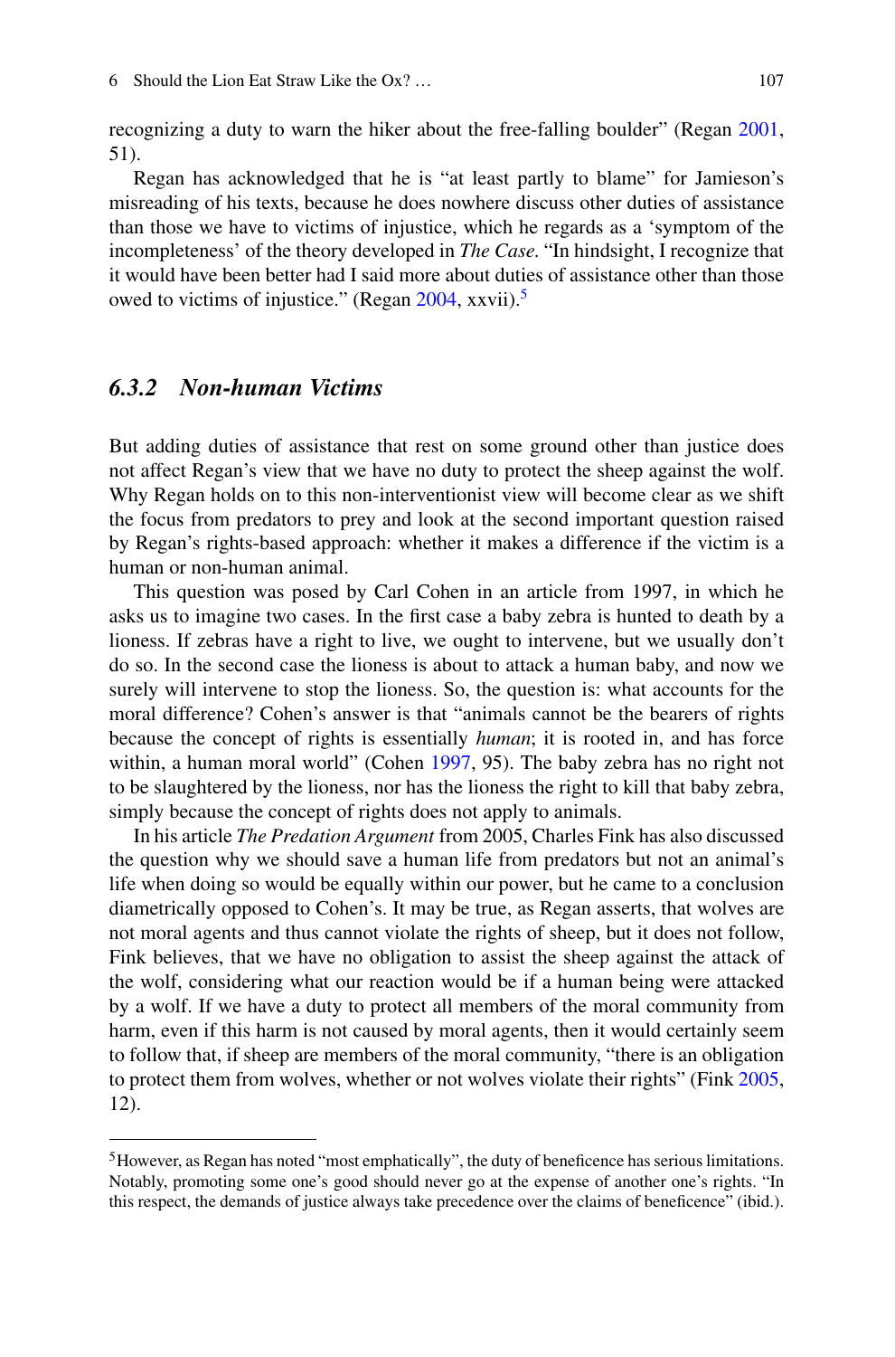recognizing a duty to warn the hiker about the free-falling boulder" (Regan 2001, 51).

Regan has acknowledged that he is "at least partly to blame" for Jamieson's misreading of his texts, because he does nowhere discuss other duties of assistance than those we have to victims of injustice, which he regards as a 'symptom of the incompleteness' of the theory developed in *The Case*. "In hindsight, I recognize that it would have been better had I said more about duties of assistance other than those owed to victims of injustice." (Regan 2004, xxvii).[5]

### *6.3.2 Non-human Victims*

But adding duties of assistance that rest on some ground other than justice does not affect Regan's view that we have no duty to protect the sheep against the wolf. Why Regan holds on to this non-interventionist view will become clear as we shift the focus from predators to prey and look at the second important question raised by Regan's rights-based approach: whether it makes a difference if the victim is a human or non-human animal.

This question was posed by Carl Cohen in an article from 1997, in which he asks us to imagine two cases. In the first case a baby zebra is hunted to death by a lioness. If zebras have a right to live, we ought to intervene, but we usually don't do so. In the second case the lioness is about to attack a human baby, and now we surely will intervene to stop the lioness. So, the question is: what accounts for the moral difference? Cohen's answer is that "animals cannot be the bearers of rights because the concept of rights is essentially *human*; it is rooted in, and has force within, a human moral world" (Cohen 1997, 95). The baby zebra has no right not to be slaughtered by the lioness, nor has the lioness the right to kill that baby zebra, simply because the concept of rights does not apply to animals.

In his article *The Predation Argument* from 2005, Charles Fink has also discussed the question why we should save a human life from predators but not an animal's life when doing so would be equally within our power, but he came to a conclusion diametrically opposed to Cohen's. It may be true, as Regan asserts, that wolves are not moral agents and thus cannot violate the rights of sheep, but it does not follow, Fink believes, that we have no obligation to assist the sheep against the attack of the wolf, considering what our reaction would be if a human being were attacked by a wolf. If we have a duty to protect all members of the moral community from harm, even if this harm is not caused by moral agents, then it would certainly seem to follow that, if sheep are members of the moral community, "there is an obligation to protect them from wolves, whether or not wolves violate their rights" (Fink 2005, 12).

---

[5] However, as Regan has noted "most emphatically", the duty of beneficence has serious limitations. Notably, promoting some one's good should never go at the expense of another one's rights. "In this respect, the demands of justice always take precedence over the claims of beneficence" (ibid.).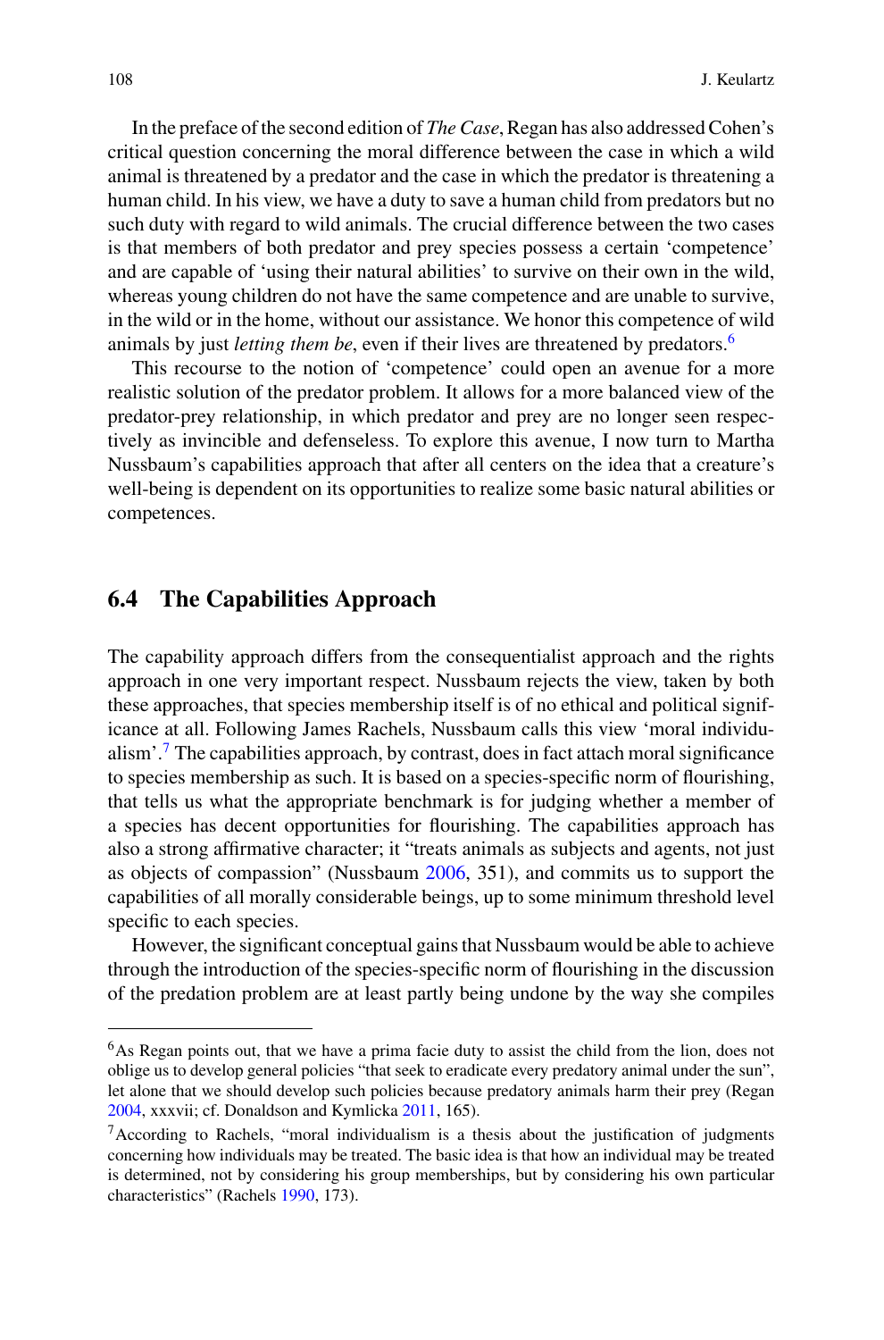In the preface of the second edition of *The Case*, Regan has also addressed Cohen's critical question concerning the moral difference between the case in which a wild animal is threatened by a predator and the case in which the predator is threatening a human child. In his view, we have a duty to save a human child from predators but no such duty with regard to wild animals. The crucial difference between the two cases is that members of both predator and prey species possess a certain 'competence' and are capable of 'using their natural abilities' to survive on their own in the wild, whereas young children do not have the same competence and are unable to survive, in the wild or in the home, without our assistance. We honor this competence of wild animals by just *letting them be*, even if their lives are threatened by predators.[6]

This recourse to the notion of 'competence' could open an avenue for a more realistic solution of the predator problem. It allows for a more balanced view of the predator-prey relationship, in which predator and prey are no longer seen respectively as invincible and defenseless. To explore this avenue, I now turn to Martha Nussbaum's capabilities approach that after all centers on the idea that a creature's well-being is dependent on its opportunities to realize some basic natural abilities or competences.

## 6.4 The Capabilities Approach

The capability approach differs from the consequentialist approach and the rights approach in one very important respect. Nussbaum rejects the view, taken by both these approaches, that species membership itself is of no ethical and political significance at all. Following James Rachels, Nussbaum calls this view 'moral individualism'.[7] The capabilities approach, by contrast, does in fact attach moral significance to species membership as such. It is based on a species-specific norm of flourishing, that tells us what the appropriate benchmark is for judging whether a member of a species has decent opportunities for flourishing. The capabilities approach has also a strong affirmative character; it "treats animals as subjects and agents, not just as objects of compassion" (Nussbaum 2006, 351), and commits us to support the capabilities of all morally considerable beings, up to some minimum threshold level specific to each species.

However, the significant conceptual gains that Nussbaum would be able to achieve through the introduction of the species-specific norm of flourishing in the discussion of the predation problem are at least partly being undone by the way she compiles

---

[6] As Regan points out, that we have a prima facie duty to assist the child from the lion, does not oblige us to develop general policies "that seek to eradicate every predatory animal under the sun", let alone that we should develop such policies because predatory animals harm their prey (Regan 2004, xxxvii; cf. Donaldson and Kymlicka 2011, 165).

[7] According to Rachels, "moral individualism is a thesis about the justification of judgments concerning how individuals may be treated. The basic idea is that how an individual may be treated is determined, not by considering his group memberships, but by considering his own particular characteristics" (Rachels 1990, 173).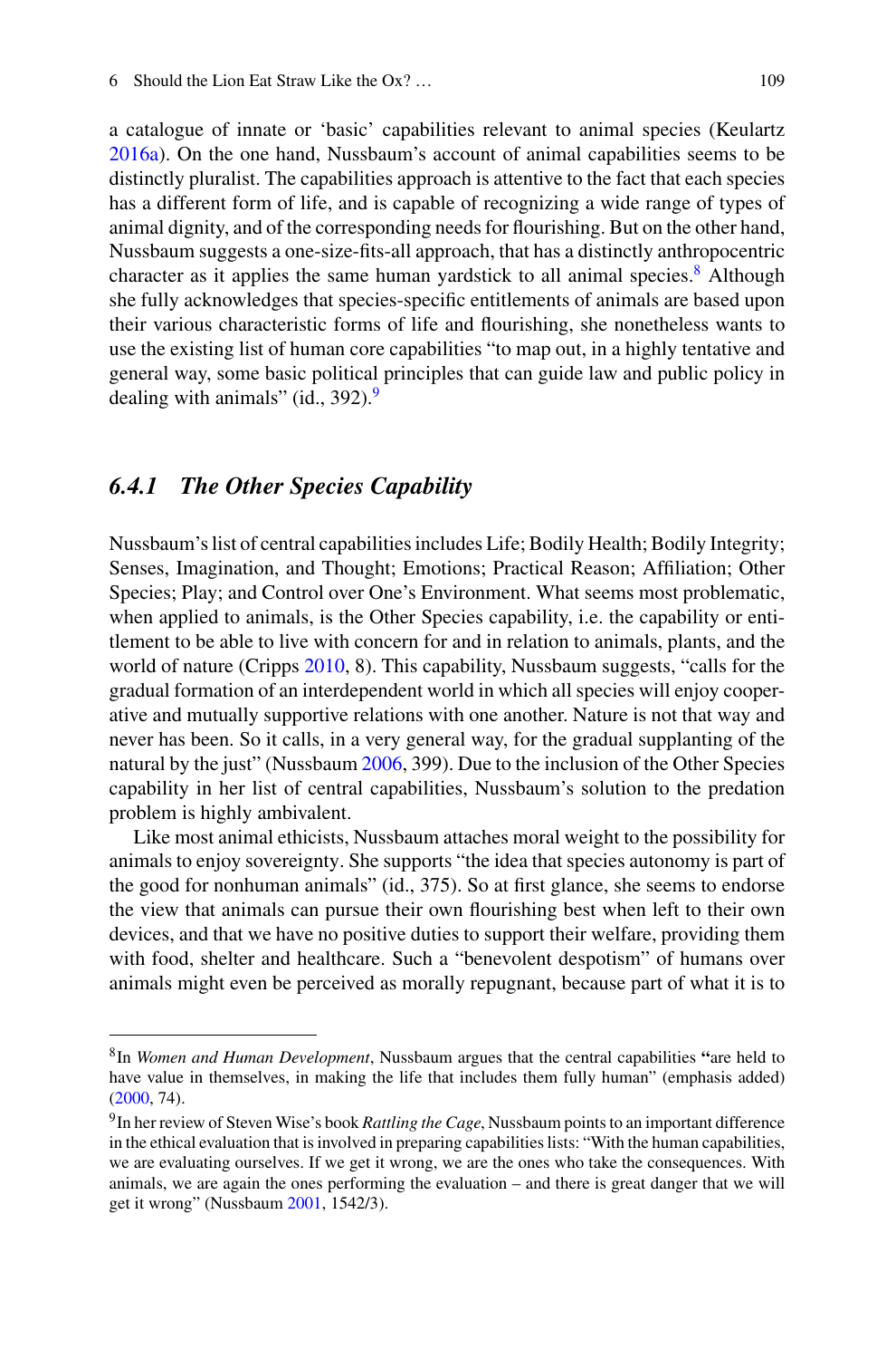a catalogue of innate or 'basic' capabilities relevant to animal species (Keulartz 2016a). On the one hand, Nussbaum's account of animal capabilities seems to be distinctly pluralist. The capabilities approach is attentive to the fact that each species has a different form of life, and is capable of recognizing a wide range of types of animal dignity, and of the corresponding needs for flourishing. But on the other hand, Nussbaum suggests a one-size-fits-all approach, that has a distinctly anthropocentric character as it applies the same human yardstick to all animal species.[8] Although she fully acknowledges that species-specific entitlements of animals are based upon their various characteristic forms of life and flourishing, she nonetheless wants to use the existing list of human core capabilities "to map out, in a highly tentative and general way, some basic political principles that can guide law and public policy in dealing with animals" (id., 392).[9]

### *6.4.1 The Other Species Capability*

Nussbaum's list of central capabilities includes Life; Bodily Health; Bodily Integrity; Senses, Imagination, and Thought; Emotions; Practical Reason; Affiliation; Other Species; Play; and Control over One's Environment. What seems most problematic, when applied to animals, is the Other Species capability, i.e. the capability or entitlement to be able to live with concern for and in relation to animals, plants, and the world of nature (Cripps 2010, 8). This capability, Nussbaum suggests, "calls for the gradual formation of an interdependent world in which all species will enjoy cooperative and mutually supportive relations with one another. Nature is not that way and never has been. So it calls, in a very general way, for the gradual supplanting of the natural by the just" (Nussbaum 2006, 399). Due to the inclusion of the Other Species capability in her list of central capabilities, Nussbaum's solution to the predation problem is highly ambivalent.

Like most animal ethicists, Nussbaum attaches moral weight to the possibility for animals to enjoy sovereignty. She supports "the idea that species autonomy is part of the good for nonhuman animals" (id., 375). So at first glance, she seems to endorse the view that animals can pursue their own flourishing best when left to their own devices, and that we have no positive duties to support their welfare, providing them with food, shelter and healthcare. Such a "benevolent despotism" of humans over animals might even be perceived as morally repugnant, because part of what it is to

---

[8]In *Women and Human Development*, Nussbaum argues that the central capabilities **"**are held to have value in themselves, in making the life that includes them fully human" (emphasis added) (2000, 74).

[9]In her review of Steven Wise's book *Rattling the Cage*, Nussbaum points to an important difference in the ethical evaluation that is involved in preparing capabilities lists: "With the human capabilities, we are evaluating ourselves. If we get it wrong, we are the ones who take the consequences. With animals, we are again the ones performing the evaluation – and there is great danger that we will get it wrong" (Nussbaum 2001, 1542/3).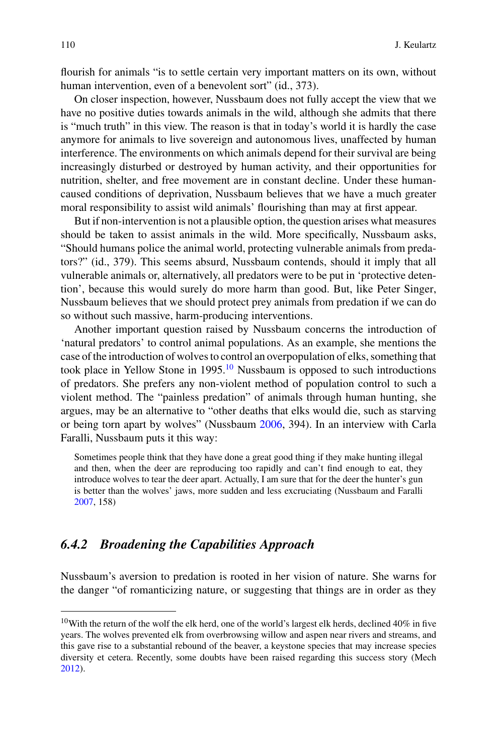flourish for animals "is to settle certain very important matters on its own, without human intervention, even of a benevolent sort" (id., 373).

On closer inspection, however, Nussbaum does not fully accept the view that we have no positive duties towards animals in the wild, although she admits that there is "much truth" in this view. The reason is that in today's world it is hardly the case anymore for animals to live sovereign and autonomous lives, unaffected by human interference. The environments on which animals depend for their survival are being increasingly disturbed or destroyed by human activity, and their opportunities for nutrition, shelter, and free movement are in constant decline. Under these human-caused conditions of deprivation, Nussbaum believes that we have a much greater moral responsibility to assist wild animals' flourishing than may at first appear.

But if non-intervention is not a plausible option, the question arises what measures should be taken to assist animals in the wild. More specifically, Nussbaum asks, "Should humans police the animal world, protecting vulnerable animals from predators?" (id., 379). This seems absurd, Nussbaum contends, should it imply that all vulnerable animals or, alternatively, all predators were to be put in 'protective detention', because this would surely do more harm than good. But, like Peter Singer, Nussbaum believes that we should protect prey animals from predation if we can do so without such massive, harm-producing interventions.

Another important question raised by Nussbaum concerns the introduction of 'natural predators' to control animal populations. As an example, she mentions the case of the introduction of wolves to control an overpopulation of elks, something that took place in Yellow Stone in 1995.[10] Nussbaum is opposed to such introductions of predators. She prefers any non-violent method of population control to such a violent method. The "painless predation" of animals through human hunting, she argues, may be an alternative to "other deaths that elks would die, such as starving or being torn apart by wolves" (Nussbaum 2006, 394). In an interview with Carla Faralli, Nussbaum puts it this way:

> Sometimes people think that they have done a great good thing if they make hunting illegal and then, when the deer are reproducing too rapidly and can't find enough to eat, they introduce wolves to tear the deer apart. Actually, I am sure that for the deer the hunter's gun is better than the wolves' jaws, more sudden and less excruciating (Nussbaum and Faralli 2007, 158)

### 6.4.2 Broadening the Capabilities Approach

Nussbaum's aversion to predation is rooted in her vision of nature. She warns for the danger "of romanticizing nature, or suggesting that things are in order as they

---

[10] With the return of the wolf the elk herd, one of the world's largest elk herds, declined 40% in five years. The wolves prevented elk from overbrowsing willow and aspen near rivers and streams, and this gave rise to a substantial rebound of the beaver, a keystone species that may increase species diversity et cetera. Recently, some doubts have been raised regarding this success story (Mech 2012).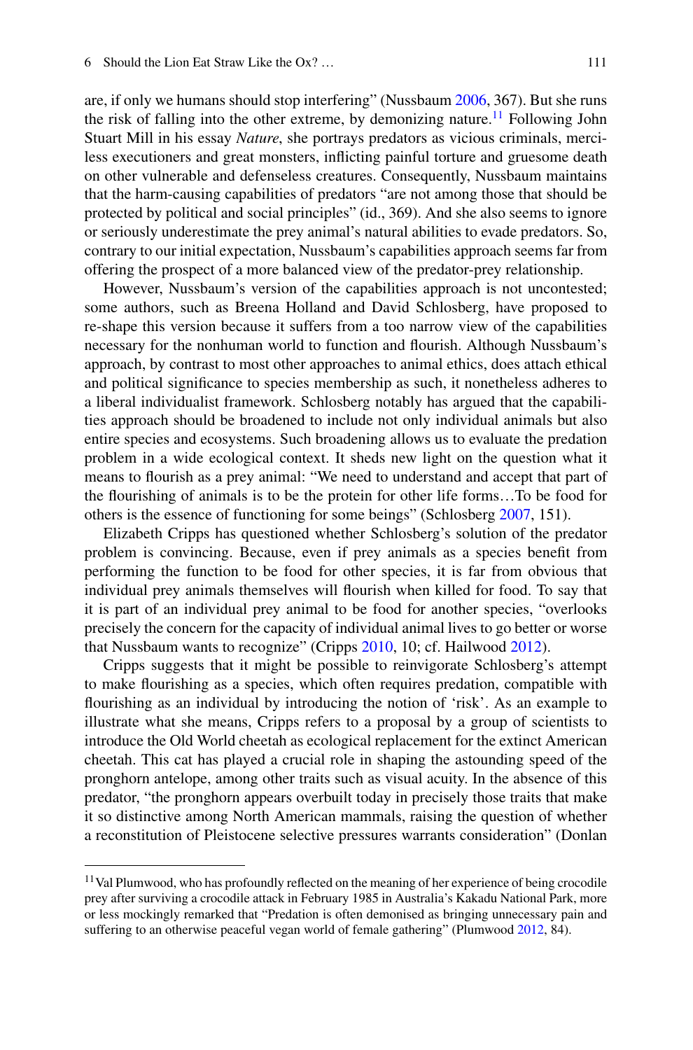are, if only we humans should stop interfering" (Nussbaum 2006, 367). But she runs the risk of falling into the other extreme, by demonizing nature.[11] Following John Stuart Mill in his essay *Nature*, she portrays predators as vicious criminals, merciless executioners and great monsters, inflicting painful torture and gruesome death on other vulnerable and defenseless creatures. Consequently, Nussbaum maintains that the harm-causing capabilities of predators "are not among those that should be protected by political and social principles" (id., 369). And she also seems to ignore or seriously underestimate the prey animal's natural abilities to evade predators. So, contrary to our initial expectation, Nussbaum's capabilities approach seems far from offering the prospect of a more balanced view of the predator-prey relationship.

However, Nussbaum's version of the capabilities approach is not uncontested; some authors, such as Breena Holland and David Schlosberg, have proposed to re-shape this version because it suffers from a too narrow view of the capabilities necessary for the nonhuman world to function and flourish. Although Nussbaum's approach, by contrast to most other approaches to animal ethics, does attach ethical and political significance to species membership as such, it nonetheless adheres to a liberal individualist framework. Schlosberg notably has argued that the capabilities approach should be broadened to include not only individual animals but also entire species and ecosystems. Such broadening allows us to evaluate the predation problem in a wide ecological context. It sheds new light on the question what it means to flourish as a prey animal: "We need to understand and accept that part of the flourishing of animals is to be the protein for other life forms…To be food for others is the essence of functioning for some beings" (Schlosberg 2007, 151).

Elizabeth Cripps has questioned whether Schlosberg's solution of the predator problem is convincing. Because, even if prey animals as a species benefit from performing the function to be food for other species, it is far from obvious that individual prey animals themselves will flourish when killed for food. To say that it is part of an individual prey animal to be food for another species, "overlooks precisely the concern for the capacity of individual animal lives to go better or worse that Nussbaum wants to recognize" (Cripps 2010, 10; cf. Hailwood 2012).

Cripps suggests that it might be possible to reinvigorate Schlosberg's attempt to make flourishing as a species, which often requires predation, compatible with flourishing as an individual by introducing the notion of 'risk'. As an example to illustrate what she means, Cripps refers to a proposal by a group of scientists to introduce the Old World cheetah as ecological replacement for the extinct American cheetah. This cat has played a crucial role in shaping the astounding speed of the pronghorn antelope, among other traits such as visual acuity. In the absence of this predator, "the pronghorn appears overbuilt today in precisely those traits that make it so distinctive among North American mammals, raising the question of whether a reconstitution of Pleistocene selective pressures warrants consideration" (Donlan

[11] Val Plumwood, who has profoundly reflected on the meaning of her experience of being crocodile prey after surviving a crocodile attack in February 1985 in Australia's Kakadu National Park, more or less mockingly remarked that "Predation is often demonised as bringing unnecessary pain and suffering to an otherwise peaceful vegan world of female gathering" (Plumwood 2012, 84).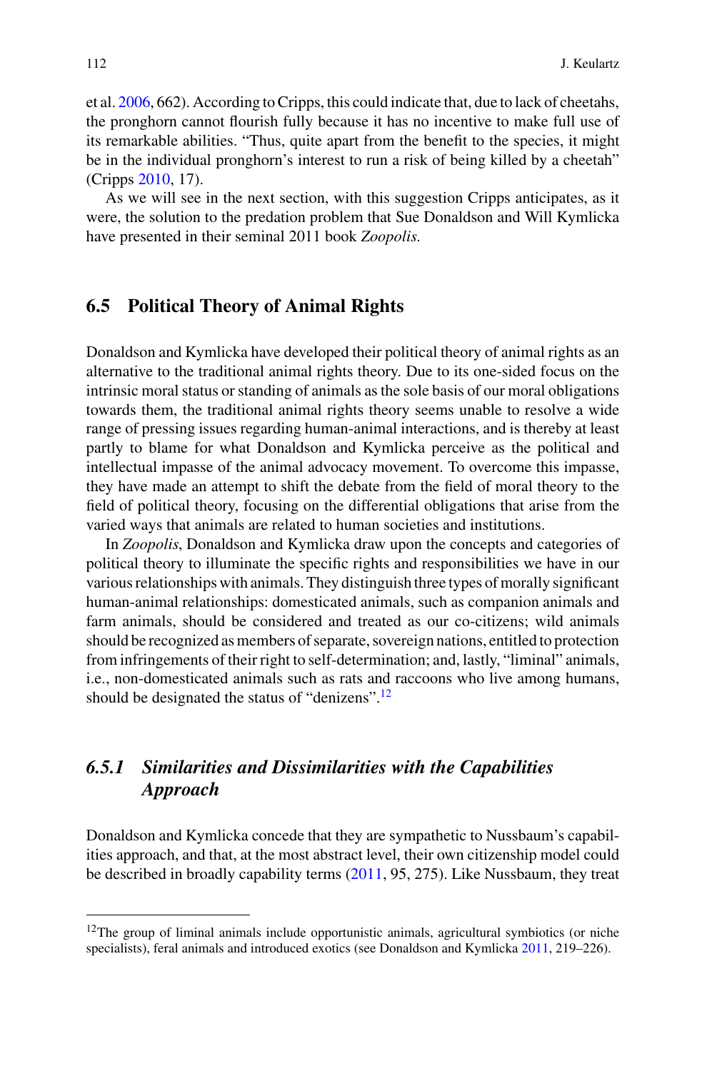et al. 2006, 662). According to Cripps, this could indicate that, due to lack of cheetahs, the pronghorn cannot flourish fully because it has no incentive to make full use of its remarkable abilities. "Thus, quite apart from the benefit to the species, it might be in the individual pronghorn's interest to run a risk of being killed by a cheetah" (Cripps 2010, 17).

As we will see in the next section, with this suggestion Cripps anticipates, as it were, the solution to the predation problem that Sue Donaldson and Will Kymlicka have presented in their seminal 2011 book *Zoopolis*.

## 6.5 Political Theory of Animal Rights

Donaldson and Kymlicka have developed their political theory of animal rights as an alternative to the traditional animal rights theory. Due to its one-sided focus on the intrinsic moral status or standing of animals as the sole basis of our moral obligations towards them, the traditional animal rights theory seems unable to resolve a wide range of pressing issues regarding human-animal interactions, and is thereby at least partly to blame for what Donaldson and Kymlicka perceive as the political and intellectual impasse of the animal advocacy movement. To overcome this impasse, they have made an attempt to shift the debate from the field of moral theory to the field of political theory, focusing on the differential obligations that arise from the varied ways that animals are related to human societies and institutions.

In *Zoopolis*, Donaldson and Kymlicka draw upon the concepts and categories of political theory to illuminate the specific rights and responsibilities we have in our various relationships with animals. They distinguish three types of morally significant human-animal relationships: domesticated animals, such as companion animals and farm animals, should be considered and treated as our co-citizens; wild animals should be recognized as members of separate, sovereign nations, entitled to protection from infringements of their right to self-determination; and, lastly, "liminal" animals, i.e., non-domesticated animals such as rats and raccoons who live among humans, should be designated the status of "denizens".[12]

### *6.5.1 Similarities and Dissimilarities with the Capabilities Approach*

Donaldson and Kymlicka concede that they are sympathetic to Nussbaum's capabilities approach, and that, at the most abstract level, their own citizenship model could be described in broadly capability terms (2011, 95, 275). Like Nussbaum, they treat

[12]The group of liminal animals include opportunistic animals, agricultural symbiotics (or niche specialists), feral animals and introduced exotics (see Donaldson and Kymlicka 2011, 219–226).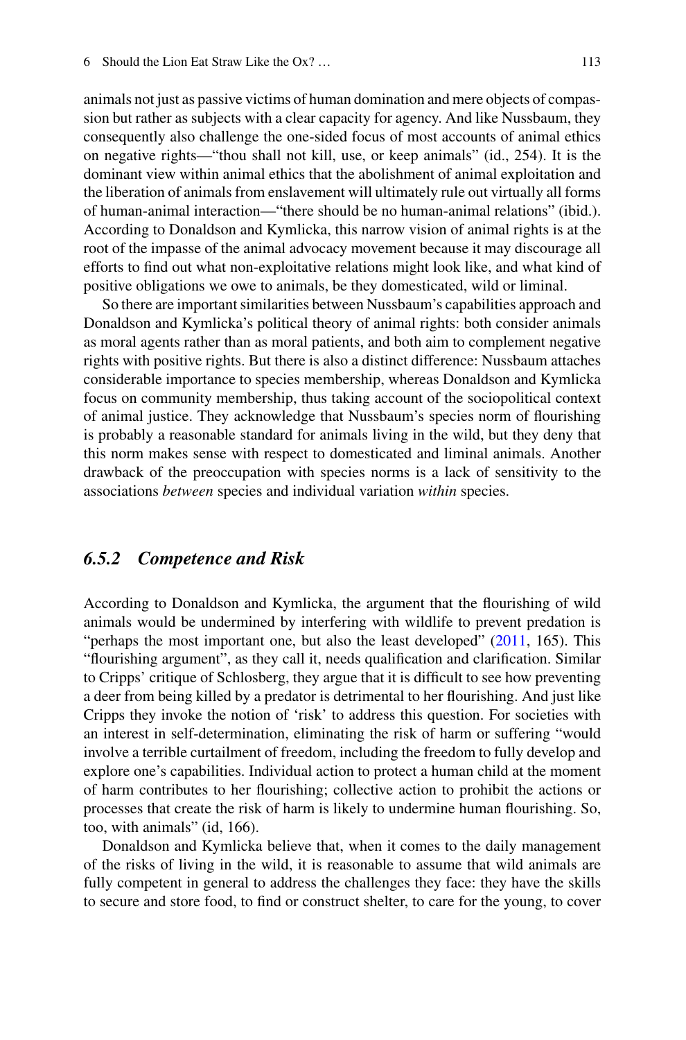animals not just as passive victims of human domination and mere objects of compassion but rather as subjects with a clear capacity for agency. And like Nussbaum, they consequently also challenge the one-sided focus of most accounts of animal ethics on negative rights—"thou shall not kill, use, or keep animals" (id., 254). It is the dominant view within animal ethics that the abolishment of animal exploitation and the liberation of animals from enslavement will ultimately rule out virtually all forms of human-animal interaction—"there should be no human-animal relations" (ibid.). According to Donaldson and Kymlicka, this narrow vision of animal rights is at the root of the impasse of the animal advocacy movement because it may discourage all efforts to find out what non-exploitative relations might look like, and what kind of positive obligations we owe to animals, be they domesticated, wild or liminal.

So there are important similarities between Nussbaum's capabilities approach and Donaldson and Kymlicka's political theory of animal rights: both consider animals as moral agents rather than as moral patients, and both aim to complement negative rights with positive rights. But there is also a distinct difference: Nussbaum attaches considerable importance to species membership, whereas Donaldson and Kymlicka focus on community membership, thus taking account of the sociopolitical context of animal justice. They acknowledge that Nussbaum's species norm of flourishing is probably a reasonable standard for animals living in the wild, but they deny that this norm makes sense with respect to domesticated and liminal animals. Another drawback of the preoccupation with species norms is a lack of sensitivity to the associations *between* species and individual variation *within* species.

### *6.5.2 Competence and Risk*

According to Donaldson and Kymlicka, the argument that the flourishing of wild animals would be undermined by interfering with wildlife to prevent predation is "perhaps the most important one, but also the least developed" (2011, 165). This "flourishing argument", as they call it, needs qualification and clarification. Similar to Cripps' critique of Schlosberg, they argue that it is difficult to see how preventing a deer from being killed by a predator is detrimental to her flourishing. And just like Cripps they invoke the notion of 'risk' to address this question. For societies with an interest in self-determination, eliminating the risk of harm or suffering "would involve a terrible curtailment of freedom, including the freedom to fully develop and explore one's capabilities. Individual action to protect a human child at the moment of harm contributes to her flourishing; collective action to prohibit the actions or processes that create the risk of harm is likely to undermine human flourishing. So, too, with animals" (id, 166).

Donaldson and Kymlicka believe that, when it comes to the daily management of the risks of living in the wild, it is reasonable to assume that wild animals are fully competent in general to address the challenges they face: they have the skills to secure and store food, to find or construct shelter, to care for the young, to cover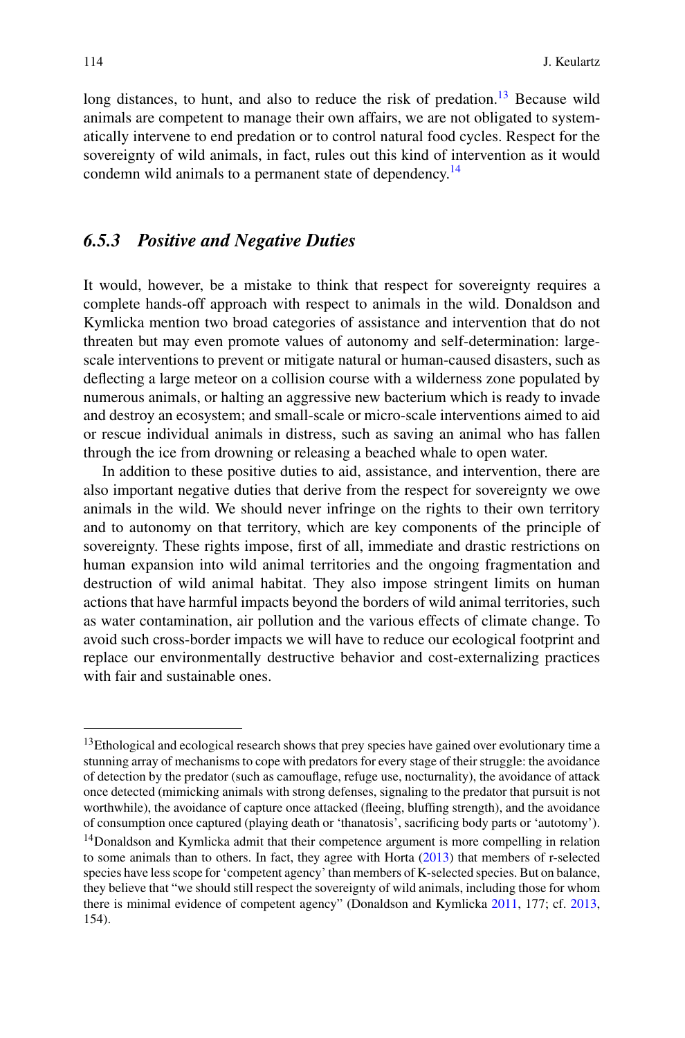long distances, to hunt, and also to reduce the risk of predation.[13] Because wild animals are competent to manage their own affairs, we are not obligated to systematically intervene to end predation or to control natural food cycles. Respect for the sovereignty of wild animals, in fact, rules out this kind of intervention as it would condemn wild animals to a permanent state of dependency.[14]

### *6.5.3 Positive and Negative Duties*

It would, however, be a mistake to think that respect for sovereignty requires a complete hands-off approach with respect to animals in the wild. Donaldson and Kymlicka mention two broad categories of assistance and intervention that do not threaten but may even promote values of autonomy and self-determination: large-scale interventions to prevent or mitigate natural or human-caused disasters, such as deflecting a large meteor on a collision course with a wilderness zone populated by numerous animals, or halting an aggressive new bacterium which is ready to invade and destroy an ecosystem; and small-scale or micro-scale interventions aimed to aid or rescue individual animals in distress, such as saving an animal who has fallen through the ice from drowning or releasing a beached whale to open water.

In addition to these positive duties to aid, assistance, and intervention, there are also important negative duties that derive from the respect for sovereignty we owe animals in the wild. We should never infringe on the rights to their own territory and to autonomy on that territory, which are key components of the principle of sovereignty. These rights impose, first of all, immediate and drastic restrictions on human expansion into wild animal territories and the ongoing fragmentation and destruction of wild animal habitat. They also impose stringent limits on human actions that have harmful impacts beyond the borders of wild animal territories, such as water contamination, air pollution and the various effects of climate change. To avoid such cross-border impacts we will have to reduce our ecological footprint and replace our environmentally destructive behavior and cost-externalizing practices with fair and sustainable ones.

---

[13] Ethological and ecological research shows that prey species have gained over evolutionary time a stunning array of mechanisms to cope with predators for every stage of their struggle: the avoidance of detection by the predator (such as camouflage, refuge use, nocturnality), the avoidance of attack once detected (mimicking animals with strong defenses, signaling to the predator that pursuit is not worthwhile), the avoidance of capture once attacked (fleeing, bluffing strength), and the avoidance of consumption once captured (playing death or 'thanatosis', sacrificing body parts or 'autotomy').

[14] Donaldson and Kymlicka admit that their competence argument is more compelling in relation to some animals than to others. In fact, they agree with Horta (2013) that members of r-selected species have less scope for 'competent agency' than members of K-selected species. But on balance, they believe that "we should still respect the sovereignty of wild animals, including those for whom there is minimal evidence of competent agency" (Donaldson and Kymlicka 2011, 177; cf. 2013, 154).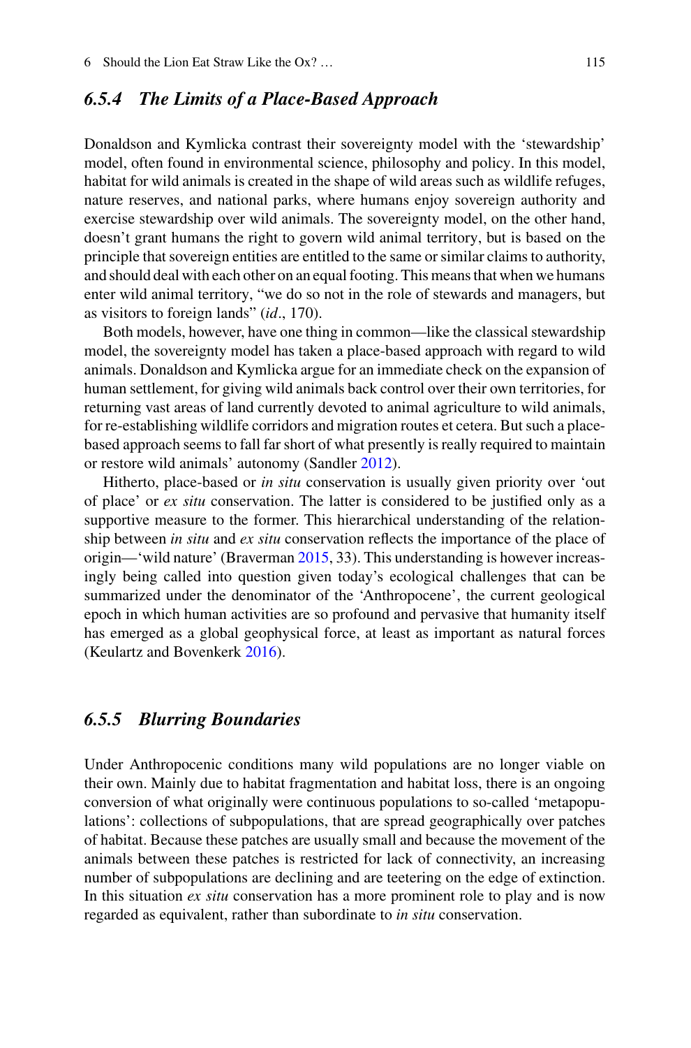### *6.5.4 The Limits of a Place-Based Approach*

Donaldson and Kymlicka contrast their sovereignty model with the 'stewardship' model, often found in environmental science, philosophy and policy. In this model, habitat for wild animals is created in the shape of wild areas such as wildlife refuges, nature reserves, and national parks, where humans enjoy sovereign authority and exercise stewardship over wild animals. The sovereignty model, on the other hand, doesn't grant humans the right to govern wild animal territory, but is based on the principle that sovereign entities are entitled to the same or similar claims to authority, and should deal with each other on an equal footing. This means that when we humans enter wild animal territory, "we do so not in the role of stewards and managers, but as visitors to foreign lands" (*id*., 170).

Both models, however, have one thing in common—like the classical stewardship model, the sovereignty model has taken a place-based approach with regard to wild animals. Donaldson and Kymlicka argue for an immediate check on the expansion of human settlement, for giving wild animals back control over their own territories, for returning vast areas of land currently devoted to animal agriculture to wild animals, for re-establishing wildlife corridors and migration routes et cetera. But such a place-based approach seems to fall far short of what presently is really required to maintain or restore wild animals' autonomy (Sandler 2012).

Hitherto, place-based or *in situ* conservation is usually given priority over 'out of place' or *ex situ* conservation. The latter is considered to be justified only as a supportive measure to the former. This hierarchical understanding of the relationship between *in situ* and *ex situ* conservation reflects the importance of the place of origin—'wild nature' (Braverman 2015, 33). This understanding is however increasingly being called into question given today's ecological challenges that can be summarized under the denominator of the 'Anthropocene', the current geological epoch in which human activities are so profound and pervasive that humanity itself has emerged as a global geophysical force, at least as important as natural forces (Keulartz and Bovenkerk 2016).

### *6.5.5 Blurring Boundaries*

Under Anthropocenic conditions many wild populations are no longer viable on their own. Mainly due to habitat fragmentation and habitat loss, there is an ongoing conversion of what originally were continuous populations to so-called 'metapopulations': collections of subpopulations, that are spread geographically over patches of habitat. Because these patches are usually small and because the movement of the animals between these patches is restricted for lack of connectivity, an increasing number of subpopulations are declining and are teetering on the edge of extinction. In this situation *ex situ* conservation has a more prominent role to play and is now regarded as equivalent, rather than subordinate to *in situ* conservation.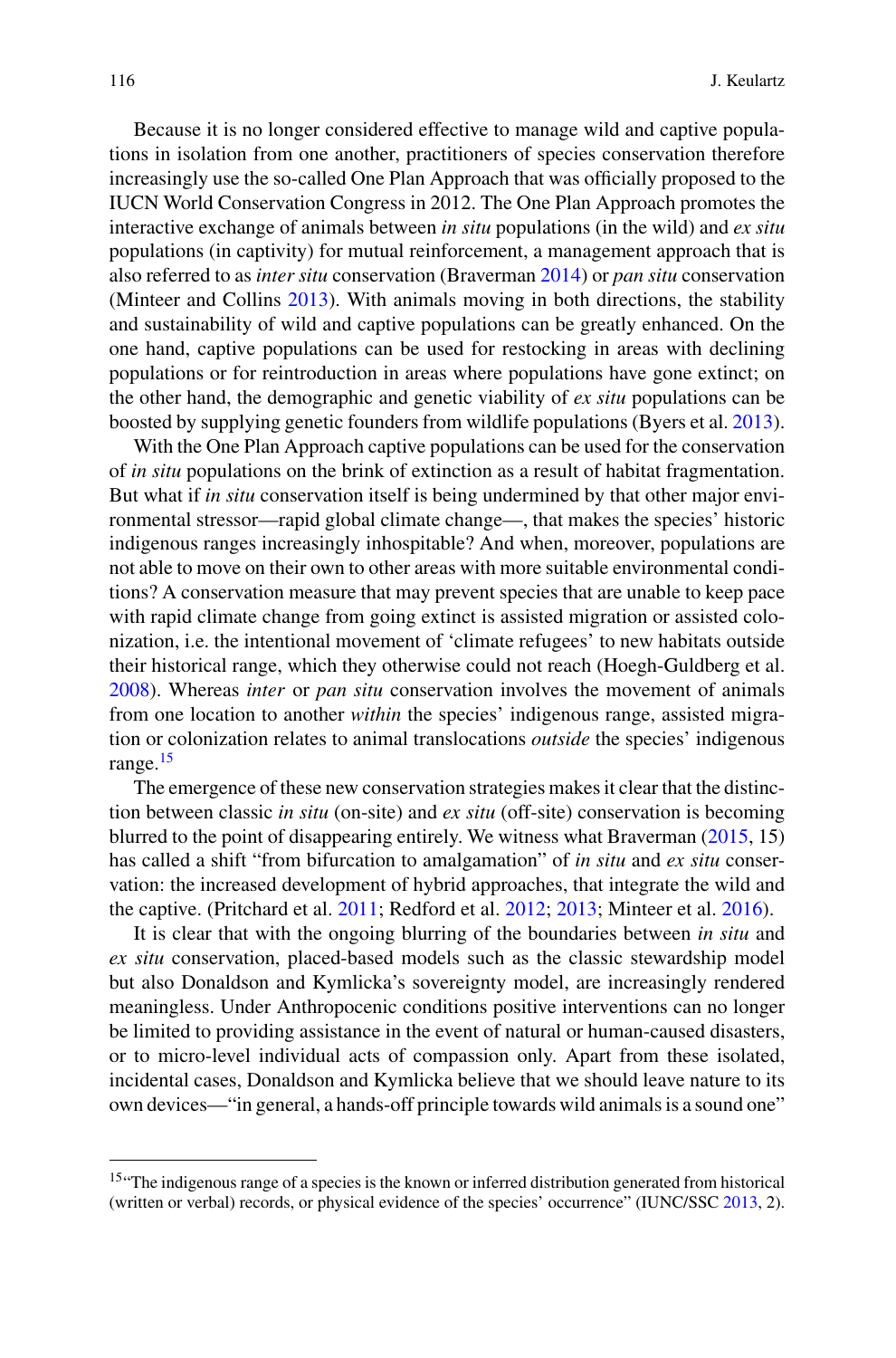Because it is no longer considered effective to manage wild and captive populations in isolation from one another, practitioners of species conservation therefore increasingly use the so-called One Plan Approach that was officially proposed to the IUCN World Conservation Congress in 2012. The One Plan Approach promotes the interactive exchange of animals between *in situ* populations (in the wild) and *ex situ* populations (in captivity) for mutual reinforcement, a management approach that is also referred to as *inter situ* conservation (Braverman 2014) or *pan situ* conservation (Minteer and Collins 2013). With animals moving in both directions, the stability and sustainability of wild and captive populations can be greatly enhanced. On the one hand, captive populations can be used for restocking in areas with declining populations or for reintroduction in areas where populations have gone extinct; on the other hand, the demographic and genetic viability of *ex situ* populations can be boosted by supplying genetic founders from wildlife populations (Byers et al. 2013).

With the One Plan Approach captive populations can be used for the conservation of *in situ* populations on the brink of extinction as a result of habitat fragmentation. But what if *in situ* conservation itself is being undermined by that other major environmental stressor—rapid global climate change—, that makes the species' historic indigenous ranges increasingly inhospitable? And when, moreover, populations are not able to move on their own to other areas with more suitable environmental conditions? A conservation measure that may prevent species that are unable to keep pace with rapid climate change from going extinct is assisted migration or assisted colonization, i.e. the intentional movement of 'climate refugees' to new habitats outside their historical range, which they otherwise could not reach (Hoegh-Guldberg et al. 2008). Whereas *inter* or *pan situ* conservation involves the movement of animals from one location to another *within* the species' indigenous range, assisted migration or colonization relates to animal translocations *outside* the species' indigenous range.[15]

The emergence of these new conservation strategies makes it clear that the distinction between classic *in situ* (on-site) and *ex situ* (off-site) conservation is becoming blurred to the point of disappearing entirely. We witness what Braverman (2015, 15) has called a shift "from bifurcation to amalgamation" of *in situ* and *ex situ* conservation: the increased development of hybrid approaches, that integrate the wild and the captive. (Pritchard et al. 2011; Redford et al. 2012; 2013; Minteer et al. 2016).

It is clear that with the ongoing blurring of the boundaries between *in situ* and *ex situ* conservation, placed-based models such as the classic stewardship model but also Donaldson and Kymlicka's sovereignty model, are increasingly rendered meaningless. Under Anthropocenic conditions positive interventions can no longer be limited to providing assistance in the event of natural or human-caused disasters, or to micro-level individual acts of compassion only. Apart from these isolated, incidental cases, Donaldson and Kymlicka believe that we should leave nature to its own devices—"in general, a hands-off principle towards wild animals is a sound one"

---

[15] "The indigenous range of a species is the known or inferred distribution generated from historical (written or verbal) records, or physical evidence of the species' occurrence" (IUNC/SSC 2013, 2).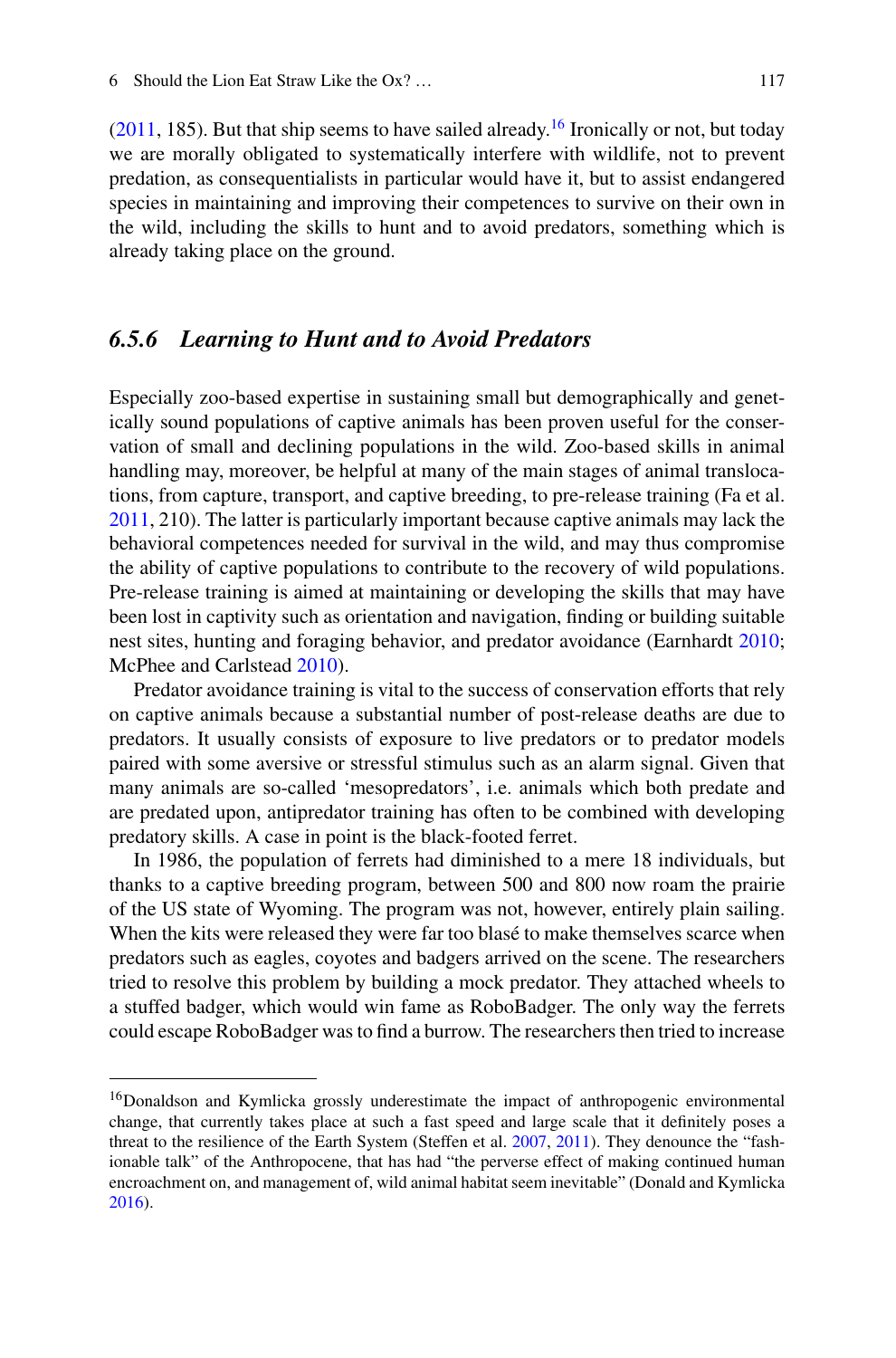(2011, 185). But that ship seems to have sailed already.[16] Ironically or not, but today we are morally obligated to systematically interfere with wildlife, not to prevent predation, as consequentialists in particular would have it, but to assist endangered species in maintaining and improving their competences to survive on their own in the wild, including the skills to hunt and to avoid predators, something which is already taking place on the ground.

### *6.5.6 Learning to Hunt and to Avoid Predators*

Especially zoo-based expertise in sustaining small but demographically and genetically sound populations of captive animals has been proven useful for the conservation of small and declining populations in the wild. Zoo-based skills in animal handling may, moreover, be helpful at many of the main stages of animal translocations, from capture, transport, and captive breeding, to pre-release training (Fa et al. 2011, 210). The latter is particularly important because captive animals may lack the behavioral competences needed for survival in the wild, and may thus compromise the ability of captive populations to contribute to the recovery of wild populations. Pre-release training is aimed at maintaining or developing the skills that may have been lost in captivity such as orientation and navigation, finding or building suitable nest sites, hunting and foraging behavior, and predator avoidance (Earnhardt 2010; McPhee and Carlstead 2010).

Predator avoidance training is vital to the success of conservation efforts that rely on captive animals because a substantial number of post-release deaths are due to predators. It usually consists of exposure to live predators or to predator models paired with some aversive or stressful stimulus such as an alarm signal. Given that many animals are so-called 'mesopredators', i.e. animals which both predate and are predated upon, antipredator training has often to be combined with developing predatory skills. A case in point is the black-footed ferret.

In 1986, the population of ferrets had diminished to a mere 18 individuals, but thanks to a captive breeding program, between 500 and 800 now roam the prairie of the US state of Wyoming. The program was not, however, entirely plain sailing. When the kits were released they were far too blasé to make themselves scarce when predators such as eagles, coyotes and badgers arrived on the scene. The researchers tried to resolve this problem by building a mock predator. They attached wheels to a stuffed badger, which would win fame as RoboBadger. The only way the ferrets could escape RoboBadger was to find a burrow. The researchers then tried to increase

---

[16] Donaldson and Kymlicka grossly underestimate the impact of anthropogenic environmental change, that currently takes place at such a fast speed and large scale that it definitely poses a threat to the resilience of the Earth System (Steffen et al. 2007, 2011). They denounce the "fashionable talk" of the Anthropocene, that has had "the perverse effect of making continued human encroachment on, and management of, wild animal habitat seem inevitable" (Donald and Kymlicka 2016).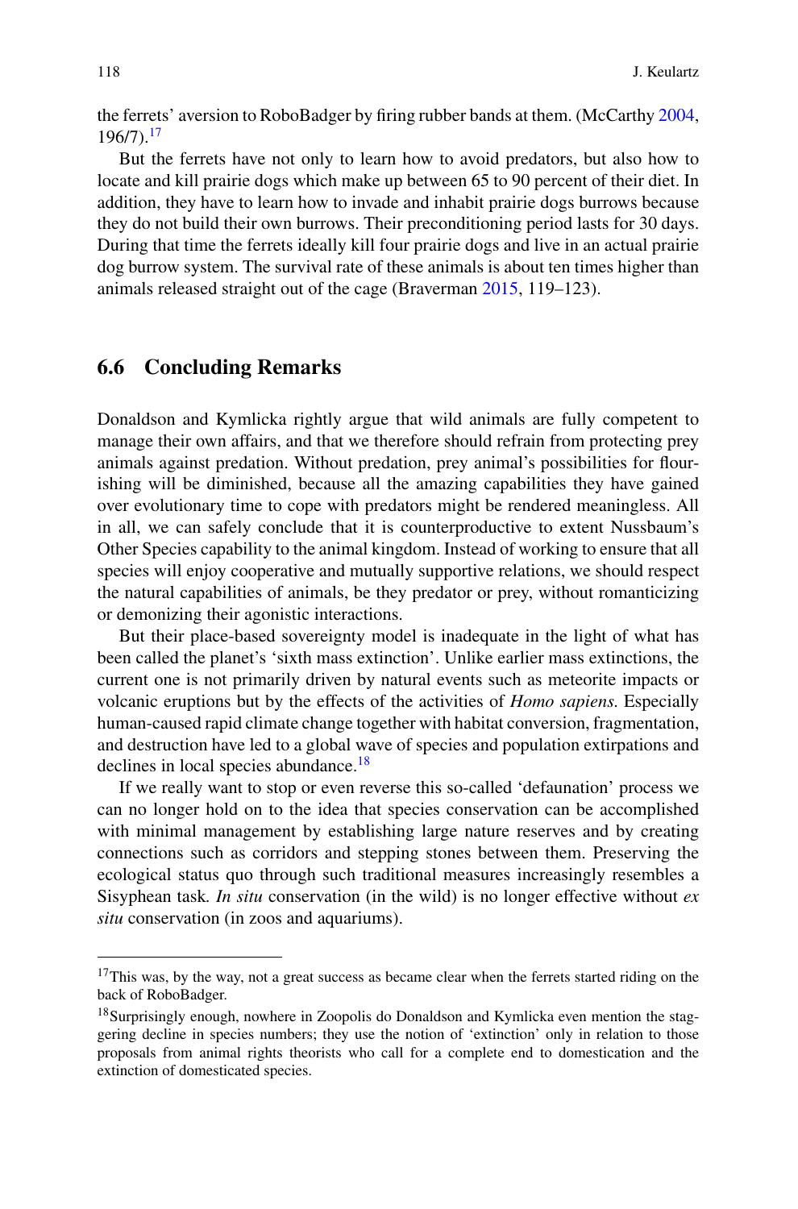the ferrets' aversion to RoboBadger by firing rubber bands at them. (McCarthy 2004, 196/7).[17]

But the ferrets have not only to learn how to avoid predators, but also how to locate and kill prairie dogs which make up between 65 to 90 percent of their diet. In addition, they have to learn how to invade and inhabit prairie dogs burrows because they do not build their own burrows. Their preconditioning period lasts for 30 days. During that time the ferrets ideally kill four prairie dogs and live in an actual prairie dog burrow system. The survival rate of these animals is about ten times higher than animals released straight out of the cage (Braverman 2015, 119–123).

## 6.6 Concluding Remarks

Donaldson and Kymlicka rightly argue that wild animals are fully competent to manage their own affairs, and that we therefore should refrain from protecting prey animals against predation. Without predation, prey animal's possibilities for flourishing will be diminished, because all the amazing capabilities they have gained over evolutionary time to cope with predators might be rendered meaningless. All in all, we can safely conclude that it is counterproductive to extent Nussbaum's Other Species capability to the animal kingdom. Instead of working to ensure that all species will enjoy cooperative and mutually supportive relations, we should respect the natural capabilities of animals, be they predator or prey, without romanticizing or demonizing their agonistic interactions.

But their place-based sovereignty model is inadequate in the light of what has been called the planet's 'sixth mass extinction'. Unlike earlier mass extinctions, the current one is not primarily driven by natural events such as meteorite impacts or volcanic eruptions but by the effects of the activities of *Homo sapiens.* Especially human-caused rapid climate change together with habitat conversion, fragmentation, and destruction have led to a global wave of species and population extirpations and declines in local species abundance.[18]

If we really want to stop or even reverse this so-called 'defaunation' process we can no longer hold on to the idea that species conservation can be accomplished with minimal management by establishing large nature reserves and by creating connections such as corridors and stepping stones between them. Preserving the ecological status quo through such traditional measures increasingly resembles a Sisyphean task. *In situ* conservation (in the wild) is no longer effective without *ex situ* conservation (in zoos and aquariums).

---

[17] This was, by the way, not a great success as became clear when the ferrets started riding on the back of RoboBadger.

[18] Surprisingly enough, nowhere in Zoopolis do Donaldson and Kymlicka even mention the staggering decline in species numbers; they use the notion of 'extinction' only in relation to those proposals from animal rights theorists who call for a complete end to domestication and the extinction of domesticated species.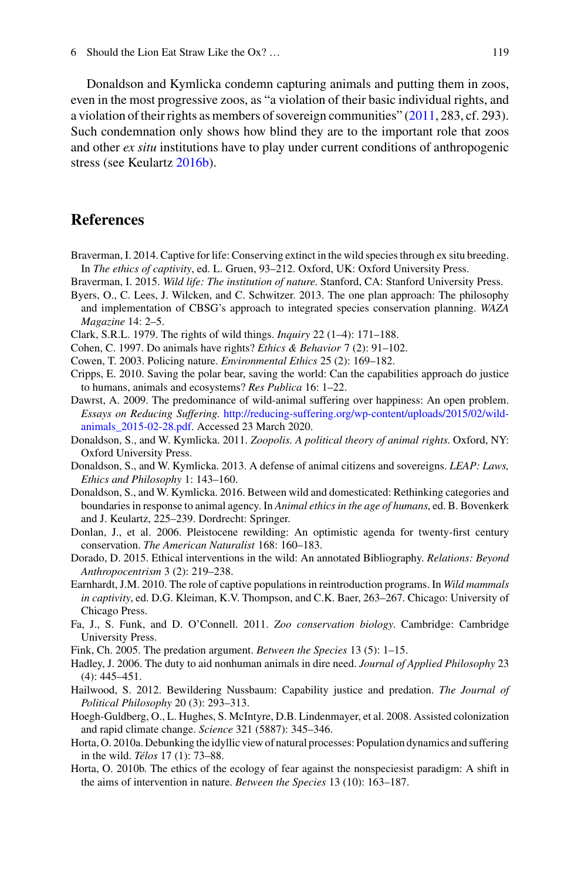Donaldson and Kymlicka condemn capturing animals and putting them in zoos, even in the most progressive zoos, as "a violation of their basic individual rights, and a violation of their rights as members of sovereign communities" (2011, 283, cf. 293). Such condemnation only shows how blind they are to the important role that zoos and other *ex situ* institutions have to play under current conditions of anthropogenic stress (see Keulartz 2016b).

## References

Braverman, I. 2014. Captive for life: Conserving extinct in the wild species through ex situ breeding. In *The ethics of captivity*, ed. L. Gruen, 93–212. Oxford, UK: Oxford University Press.

Braverman, I. 2015. *Wild life: The institution of nature.* Stanford, CA: Stanford University Press.

Byers, O., C. Lees, J. Wilcken, and C. Schwitzer. 2013. The one plan approach: The philosophy and implementation of CBSG's approach to integrated species conservation planning. *WAZA Magazine* 14: 2–5.

Clark, S.R.L. 1979. The rights of wild things. *Inquiry* 22 (1–4): 171–188.

Cohen, C. 1997. Do animals have rights? *Ethics & Behavior* 7 (2): 91–102.

Cowen, T. 2003. Policing nature. *Environmental Ethics* 25 (2): 169–182.

Cripps, E. 2010. Saving the polar bear, saving the world: Can the capabilities approach do justice to humans, animals and ecosystems? *Res Publica* 16: 1–22.

Dawrst, A. 2009. The predominance of wild-animal suffering over happiness: An open problem. *Essays on Reducing Suffering.* http://reducing-suffering.org/wp-content/uploads/2015/02/wild-animals_2015-02-28.pdf. Accessed 23 March 2020.

Donaldson, S., and W. Kymlicka. 2011. *Zoopolis. A political theory of animal rights.* Oxford, NY: Oxford University Press.

Donaldson, S., and W. Kymlicka. 2013. A defense of animal citizens and sovereigns. *LEAP: Laws, Ethics and Philosophy* 1: 143–160.

Donaldson, S., and W. Kymlicka. 2016. Between wild and domesticated: Rethinking categories and boundaries in response to animal agency. In *Animal ethics in the age of humans*, ed. B. Bovenkerk and J. Keulartz, 225–239. Dordrecht: Springer.

Donlan, J., et al. 2006. Pleistocene rewilding: An optimistic agenda for twenty-first century conservation. *The American Naturalist* 168: 160–183.

Dorado, D. 2015. Ethical interventions in the wild: An annotated Bibliography. *Relations: Beyond Anthropocentrism* 3 (2): 219–238.

Earnhardt, J.M. 2010. The role of captive populations in reintroduction programs. In *Wild mammals in captivity*, ed. D.G. Kleiman, K.V. Thompson, and C.K. Baer, 263–267. Chicago: University of Chicago Press.

Fa, J., S. Funk, and D. O'Connell. 2011. *Zoo conservation biology*. Cambridge: Cambridge University Press.

Fink, Ch. 2005. The predation argument. *Between the Species* 13 (5): 1–15.

Hadley, J. 2006. The duty to aid nonhuman animals in dire need. *Journal of Applied Philosophy* 23 (4): 445–451.

Hailwood, S. 2012. Bewildering Nussbaum: Capability justice and predation. *The Journal of Political Philosophy* 20 (3): 293–313.

Hoegh-Guldberg, O., L. Hughes, S. McIntyre, D.B. Lindenmayer, et al. 2008. Assisted colonization and rapid climate change. *Science* 321 (5887): 345–346.

Horta, O. 2010a. Debunking the idyllic view of natural processes: Population dynamics and suffering in the wild. *Télos* 17 (1): 73–88.

Horta, O. 2010b. The ethics of the ecology of fear against the nonspeciesist paradigm: A shift in the aims of intervention in nature. *Between the Species* 13 (10): 163–187.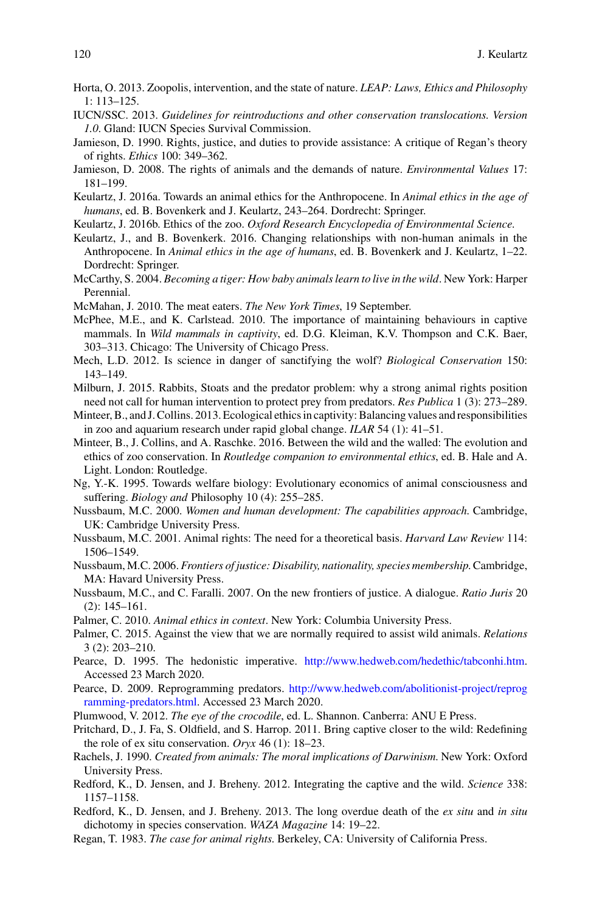Horta, O. 2013. Zoopolis, intervention, and the state of nature. *LEAP: Laws, Ethics and Philosophy* 1: 113–125.

IUCN/SSC. 2013. *Guidelines for reintroductions and other conservation translocations. Version 1.0*. Gland: IUCN Species Survival Commission.

Jamieson, D. 1990. Rights, justice, and duties to provide assistance: A critique of Regan's theory of rights. *Ethics* 100: 349–362.

Jamieson, D. 2008. The rights of animals and the demands of nature. *Environmental Values* 17: 181–199.

Keulartz, J. 2016a. Towards an animal ethics for the Anthropocene. In *Animal ethics in the age of humans*, ed. B. Bovenkerk and J. Keulartz, 243–264. Dordrecht: Springer.

Keulartz, J. 2016b. Ethics of the zoo. *Oxford Research Encyclopedia of Environmental Science.*

Keulartz, J., and B. Bovenkerk. 2016. Changing relationships with non-human animals in the Anthropocene. In *Animal ethics in the age of humans*, ed. B. Bovenkerk and J. Keulartz, 1–22. Dordrecht: Springer.

McCarthy, S. 2004. *Becoming a tiger: How baby animals learn to live in the wild*. New York: Harper Perennial.

McMahan, J. 2010. The meat eaters. *The New York Times*, 19 September.

McPhee, M.E., and K. Carlstead. 2010. The importance of maintaining behaviours in captive mammals. In *Wild mammals in captivity*, ed. D.G. Kleiman, K.V. Thompson and C.K. Baer, 303–313. Chicago: The University of Chicago Press.

Mech, L.D. 2012. Is science in danger of sanctifying the wolf? *Biological Conservation* 150: 143–149.

Milburn, J. 2015. Rabbits, Stoats and the predator problem: why a strong animal rights position need not call for human intervention to protect prey from predators. *Res Publica* 1 (3): 273–289.

Minteer, B., and J. Collins. 2013. Ecological ethics in captivity: Balancing values and responsibilities in zoo and aquarium research under rapid global change. *ILAR* 54 (1): 41–51.

Minteer, B., J. Collins, and A. Raschke. 2016. Between the wild and the walled: The evolution and ethics of zoo conservation. In *Routledge companion to environmental ethics*, ed. B. Hale and A. Light. London: Routledge.

Ng, Y.-K. 1995. Towards welfare biology: Evolutionary economics of animal consciousness and suffering. *Biology and* Philosophy 10 (4): 255–285.

Nussbaum, M.C. 2000. *Women and human development: The capabilities approach.* Cambridge, UK: Cambridge University Press.

Nussbaum, M.C. 2001. Animal rights: The need for a theoretical basis. *Harvard Law Review* 114: 1506–1549.

Nussbaum, M.C. 2006. *Frontiers of justice: Disability, nationality, species membership.* Cambridge, MA: Havard University Press.

Nussbaum, M.C., and C. Faralli. 2007. On the new frontiers of justice. A dialogue. *Ratio Juris* 20 (2): 145–161.

Palmer, C. 2010. *Animal ethics in context*. New York: Columbia University Press.

Palmer, C. 2015. Against the view that we are normally required to assist wild animals. *Relations* 3 (2): 203–210.

Pearce, D. 1995. The hedonistic imperative. http://www.hedweb.com/hedethic/tabconhi.htm. Accessed 23 March 2020.

Pearce, D. 2009. Reprogramming predators. http://www.hedweb.com/abolitionist-project/reprogramming-predators.html. Accessed 23 March 2020.

Plumwood, V. 2012. *The eye of the crocodile*, ed. L. Shannon. Canberra: ANU E Press.

Pritchard, D., J. Fa, S. Oldfield, and S. Harrop. 2011. Bring captive closer to the wild: Redefining the role of ex situ conservation. *Oryx* 46 (1): 18–23.

Rachels, J. 1990. *Created from animals: The moral implications of Darwinism.* New York: Oxford University Press.

Redford, K., D. Jensen, and J. Breheny. 2012. Integrating the captive and the wild. *Science* 338: 1157–1158.

Redford, K., D. Jensen, and J. Breheny. 2013. The long overdue death of the *ex situ* and *in situ* dichotomy in species conservation. *WAZA Magazine* 14: 19–22.

Regan, T. 1983. *The case for animal rights.* Berkeley, CA: University of California Press.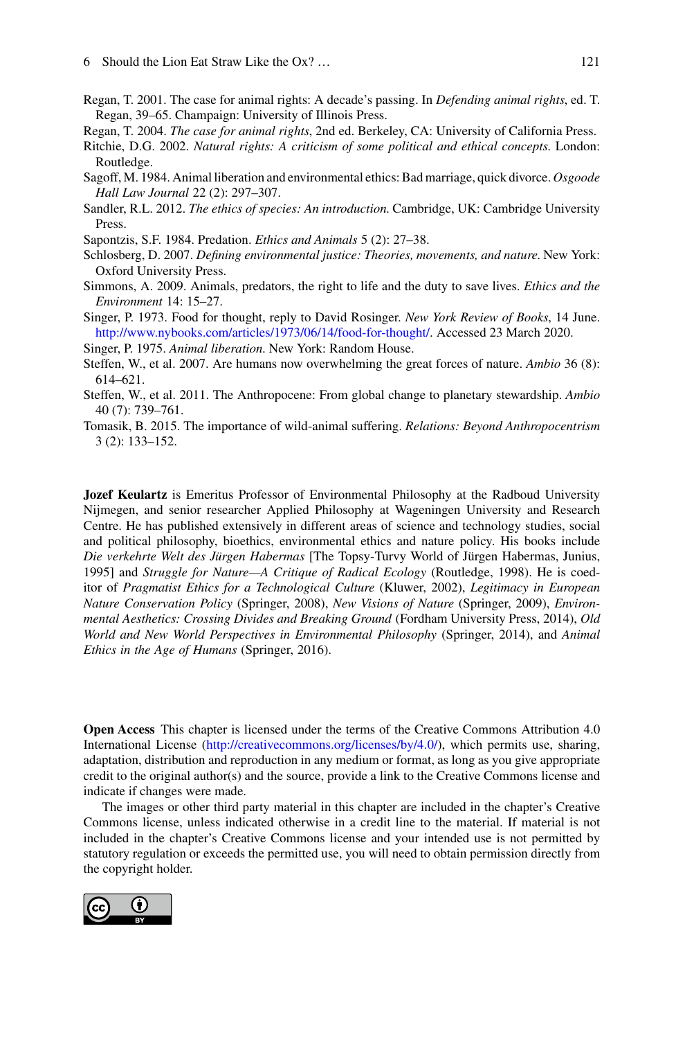Regan, T. 2001. The case for animal rights: A decade's passing. In *Defending animal rights*, ed. T. Regan, 39–65. Champaign: University of Illinois Press.

Regan, T. 2004. *The case for animal rights*, 2nd ed. Berkeley, CA: University of California Press.

Ritchie, D.G. 2002. *Natural rights: A criticism of some political and ethical concepts.* London: Routledge.

Sagoff, M. 1984. Animal liberation and environmental ethics: Bad marriage, quick divorce. *Osgoode Hall Law Journal* 22 (2): 297–307.

Sandler, R.L. 2012. *The ethics of species: An introduction.* Cambridge, UK: Cambridge University Press.

Sapontzis, S.F. 1984. Predation. *Ethics and Animals* 5 (2): 27–38.

Schlosberg, D. 2007. *Defining environmental justice: Theories, movements, and nature.* New York: Oxford University Press.

Simmons, A. 2009. Animals, predators, the right to life and the duty to save lives. *Ethics and the Environment* 14: 15–27.

Singer, P. 1973. Food for thought, reply to David Rosinger. *New York Review of Books*, 14 June. http://www.nybooks.com/articles/1973/06/14/food-for-thought/. Accessed 23 March 2020.

Singer, P. 1975. *Animal liberation.* New York: Random House.

Steffen, W., et al. 2007. Are humans now overwhelming the great forces of nature. *Ambio* 36 (8): 614–621.

Steffen, W., et al. 2011. The Anthropocene: From global change to planetary stewardship. *Ambio* 40 (7): 739–761.

Tomasik, B. 2015. The importance of wild-animal suffering. *Relations: Beyond Anthropocentrism* 3 (2): 133–152.

**Jozef Keulartz** is Emeritus Professor of Environmental Philosophy at the Radboud University Nijmegen, and senior researcher Applied Philosophy at Wageningen University and Research Centre. He has published extensively in different areas of science and technology studies, social and political philosophy, bioethics, environmental ethics and nature policy. His books include *Die verkehrte Welt des Jürgen Habermas* [The Topsy-Turvy World of Jürgen Habermas, Junius, 1995] and *Struggle for Nature—A Critique of Radical Ecology* (Routledge, 1998). He is coeditor of *Pragmatist Ethics for a Technological Culture* (Kluwer, 2002), *Legitimacy in European Nature Conservation Policy* (Springer, 2008), *New Visions of Nature* (Springer, 2009), *Environmental Aesthetics: Crossing Divides and Breaking Ground* (Fordham University Press, 2014), *Old World and New World Perspectives in Environmental Philosophy* (Springer, 2014), and *Animal Ethics in the Age of Humans* (Springer, 2016).

**Open Access** This chapter is licensed under the terms of the Creative Commons Attribution 4.0 International License (http://creativecommons.org/licenses/by/4.0/), which permits use, sharing, adaptation, distribution and reproduction in any medium or format, as long as you give appropriate credit to the original author(s) and the source, provide a link to the Creative Commons license and indicate if changes were made.

The images or other third party material in this chapter are included in the chapter's Creative Commons license, unless indicated otherwise in a credit line to the material. If material is not included in the chapter's Creative Commons license and your intended use is not permitted by statutory regulation or exceeds the permitted use, you will need to obtain permission directly from the copyright holder.